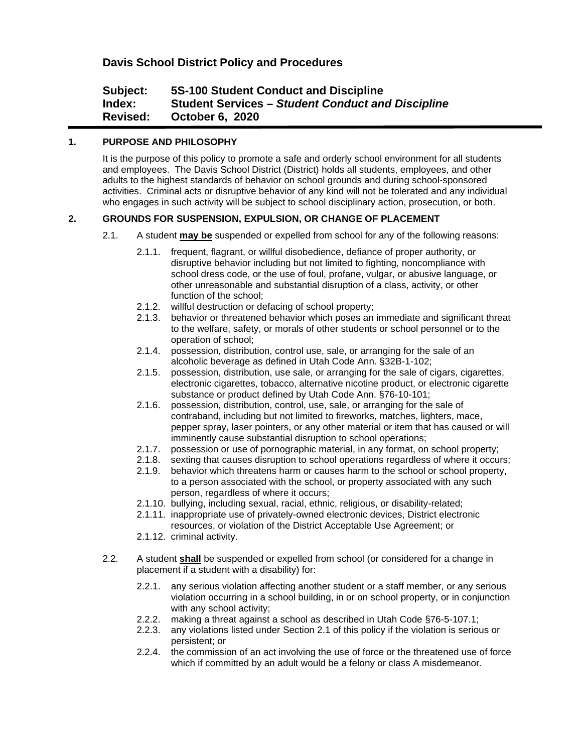# Davis School District Policy and Procedures

**Subject: 5S-100 Student Conduct and Discipline**
**Index: Student Services – *Student Conduct and Discipline***
**Revised: October 6, 2020**

---

## 1. PURPOSE AND PHILOSOPHY

It is the purpose of this policy to promote a safe and orderly school environment for all students and employees. The Davis School District (District) holds all students, employees, and other adults to the highest standards of behavior on school grounds and during school-sponsored activities. Criminal acts or disruptive behavior of any kind will not be tolerated and any individual who engages in such activity will be subject to school disciplinary action, prosecution, or both.

## 2. GROUNDS FOR SUSPENSION, EXPULSION, OR CHANGE OF PLACEMENT

2.1. A student **may be** suspended or expelled from school for any of the following reasons:

- 2.1.1. frequent, flagrant, or willful disobedience, defiance of proper authority, or disruptive behavior including but not limited to fighting, noncompliance with school dress code, or the use of foul, profane, vulgar, or abusive language, or other unreasonable and substantial disruption of a class, activity, or other function of the school;
- 2.1.2. willful destruction or defacing of school property;
- 2.1.3. behavior or threatened behavior which poses an immediate and significant threat to the welfare, safety, or morals of other students or school personnel or to the operation of school;
- 2.1.4. possession, distribution, control use, sale, or arranging for the sale of an alcoholic beverage as defined in Utah Code Ann. §32B-1-102;
- 2.1.5. possession, distribution, use sale, or arranging for the sale of cigars, cigarettes, electronic cigarettes, tobacco, alternative nicotine product, or electronic cigarette substance or product defined by Utah Code Ann. §76-10-101;
- 2.1.6. possession, distribution, control, use, sale, or arranging for the sale of contraband, including but not limited to fireworks, matches, lighters, mace, pepper spray, laser pointers, or any other material or item that has caused or will imminently cause substantial disruption to school operations;
- 2.1.7. possession or use of pornographic material, in any format, on school property;
- 2.1.8. sexting that causes disruption to school operations regardless of where it occurs;
- 2.1.9. behavior which threatens harm or causes harm to the school or school property, to a person associated with the school, or property associated with any such person, regardless of where it occurs;
- 2.1.10. bullying, including sexual, racial, ethnic, religious, or disability-related;
- 2.1.11. inappropriate use of privately-owned electronic devices, District electronic resources, or violation of the District Acceptable Use Agreement; or
- 2.1.12. criminal activity.

2.2. A student **shall** be suspended or expelled from school (or considered for a change in placement if a student with a disability) for:

- 2.2.1. any serious violation affecting another student or a staff member, or any serious violation occurring in a school building, in or on school property, or in conjunction with any school activity;
- 2.2.2. making a threat against a school as described in Utah Code §76-5-107.1;
- 2.2.3. any violations listed under Section 2.1 of this policy if the violation is serious or persistent; or
- 2.2.4. the commission of an act involving the use of force or the threatened use of force which if committed by an adult would be a felony or class A misdemeanor.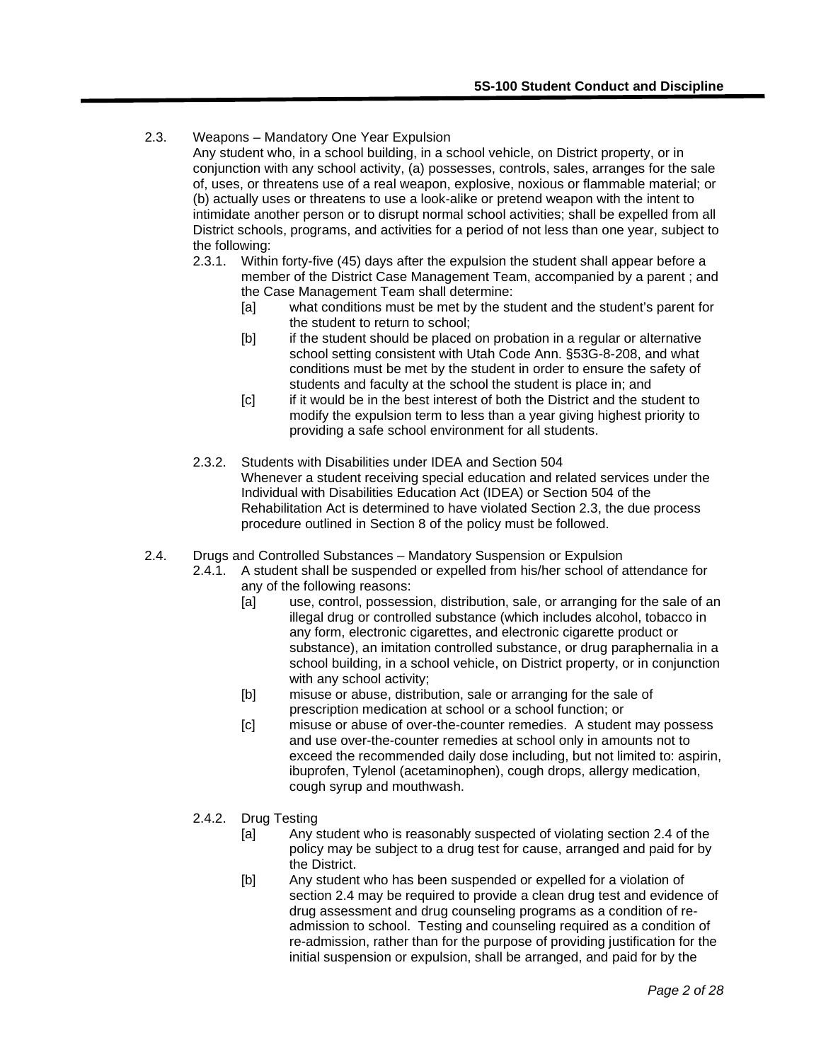2.3. Weapons – Mandatory One Year Expulsion

Any student who, in a school building, in a school vehicle, on District property, or in conjunction with any school activity, (a) possesses, controls, sales, arranges for the sale of, uses, or threatens use of a real weapon, explosive, noxious or flammable material; or (b) actually uses or threatens to use a look-alike or pretend weapon with the intent to intimidate another person or to disrupt normal school activities; shall be expelled from all District schools, programs, and activities for a period of not less than one year, subject to the following:

2.3.1. Within forty-five (45) days after the expulsion the student shall appear before a member of the District Case Management Team, accompanied by a parent ; and the Case Management Team shall determine:

- [a] what conditions must be met by the student and the student's parent for the student to return to school;
- [b] if the student should be placed on probation in a regular or alternative school setting consistent with Utah Code Ann. §53G-8-208, and what conditions must be met by the student in order to ensure the safety of students and faculty at the school the student is place in; and
- [c] if it would be in the best interest of both the District and the student to modify the expulsion term to less than a year giving highest priority to providing a safe school environment for all students.

2.3.2. Students with Disabilities under IDEA and Section 504

Whenever a student receiving special education and related services under the Individual with Disabilities Education Act (IDEA) or Section 504 of the Rehabilitation Act is determined to have violated Section 2.3, the due process procedure outlined in Section 8 of the policy must be followed.

2.4. Drugs and Controlled Substances – Mandatory Suspension or Expulsion

2.4.1. A student shall be suspended or expelled from his/her school of attendance for any of the following reasons:

- [a] use, control, possession, distribution, sale, or arranging for the sale of an illegal drug or controlled substance (which includes alcohol, tobacco in any form, electronic cigarettes, and electronic cigarette product or substance), an imitation controlled substance, or drug paraphernalia in a school building, in a school vehicle, on District property, or in conjunction with any school activity;
- [b] misuse or abuse, distribution, sale or arranging for the sale of prescription medication at school or a school function; or
- [c] misuse or abuse of over-the-counter remedies. A student may possess and use over-the-counter remedies at school only in amounts not to exceed the recommended daily dose including, but not limited to: aspirin, ibuprofen, Tylenol (acetaminophen), cough drops, allergy medication, cough syrup and mouthwash.

2.4.2. Drug Testing

- [a] Any student who is reasonably suspected of violating section 2.4 of the policy may be subject to a drug test for cause, arranged and paid for by the District.
- [b] Any student who has been suspended or expelled for a violation of section 2.4 may be required to provide a clean drug test and evidence of drug assessment and drug counseling programs as a condition of re-admission to school. Testing and counseling required as a condition of re-admission, rather than for the purpose of providing justification for the initial suspension or expulsion, shall be arranged, and paid for by the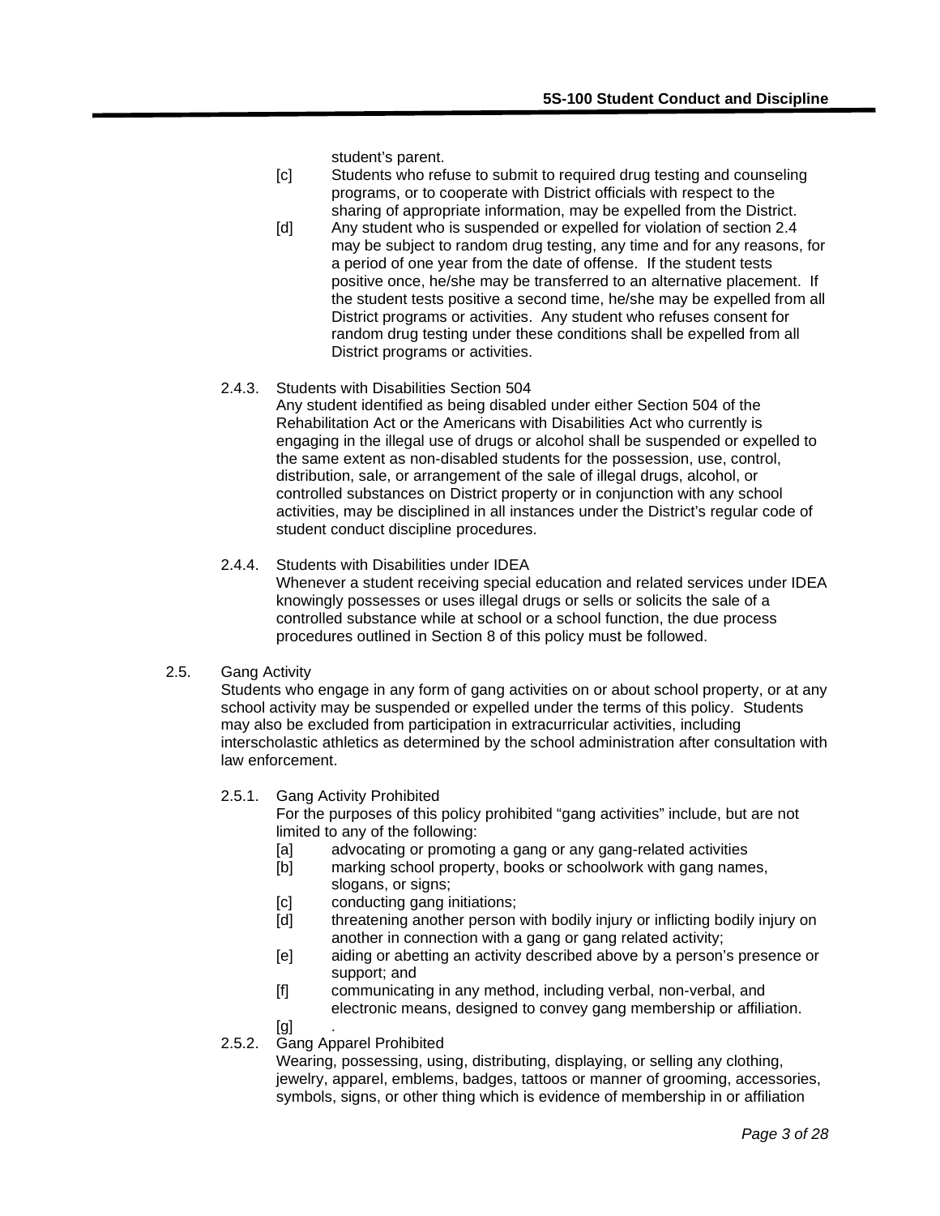student's parent.

[c] Students who refuse to submit to required drug testing and counseling programs, or to cooperate with District officials with respect to the sharing of appropriate information, may be expelled from the District.

[d] Any student who is suspended or expelled for violation of section 2.4 may be subject to random drug testing, any time and for any reasons, for a period of one year from the date of offense. If the student tests positive once, he/she may be transferred to an alternative placement. If the student tests positive a second time, he/she may be expelled from all District programs or activities. Any student who refuses consent for random drug testing under these conditions shall be expelled from all District programs or activities.

2.4.3. Students with Disabilities Section 504

Any student identified as being disabled under either Section 504 of the Rehabilitation Act or the Americans with Disabilities Act who currently is engaging in the illegal use of drugs or alcohol shall be suspended or expelled to the same extent as non-disabled students for the possession, use, control, distribution, sale, or arrangement of the sale of illegal drugs, alcohol, or controlled substances on District property or in conjunction with any school activities, may be disciplined in all instances under the District's regular code of student conduct discipline procedures.

2.4.4. Students with Disabilities under IDEA

Whenever a student receiving special education and related services under IDEA knowingly possesses or uses illegal drugs or sells or solicits the sale of a controlled substance while at school or a school function, the due process procedures outlined in Section 8 of this policy must be followed.

2.5. Gang Activity

Students who engage in any form of gang activities on or about school property, or at any school activity may be suspended or expelled under the terms of this policy. Students may also be excluded from participation in extracurricular activities, including interscholastic athletics as determined by the school administration after consultation with law enforcement.

2.5.1. Gang Activity Prohibited

For the purposes of this policy prohibited "gang activities" include, but are not limited to any of the following:

[a] advocating or promoting a gang or any gang-related activities

[b] marking school property, books or schoolwork with gang names, slogans, or signs;

[c] conducting gang initiations;

[d] threatening another person with bodily injury or inflicting bodily injury on another in connection with a gang or gang related activity;

[e] aiding or abetting an activity described above by a person's presence or support; and

[f] communicating in any method, including verbal, non-verbal, and electronic means, designed to convey gang membership or affiliation.

[g] .

2.5.2. Gang Apparel Prohibited

Wearing, possessing, using, distributing, displaying, or selling any clothing, jewelry, apparel, emblems, badges, tattoos or manner of grooming, accessories, symbols, signs, or other thing which is evidence of membership in or affiliation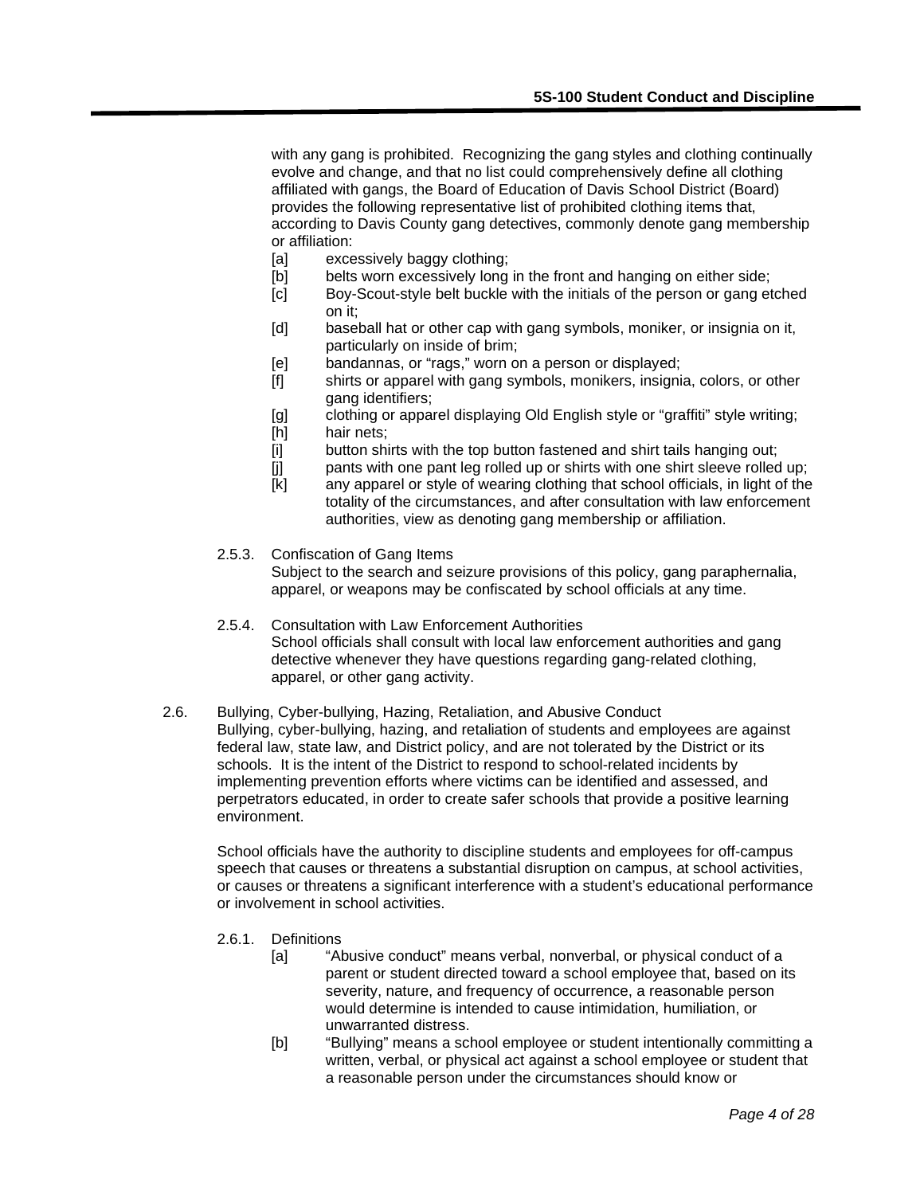with any gang is prohibited. Recognizing the gang styles and clothing continually evolve and change, and that no list could comprehensively define all clothing affiliated with gangs, the Board of Education of Davis School District (Board) provides the following representative list of prohibited clothing items that, according to Davis County gang detectives, commonly denote gang membership or affiliation:

- [a] excessively baggy clothing;
- [b] belts worn excessively long in the front and hanging on either side;
- [c] Boy-Scout-style belt buckle with the initials of the person or gang etched on it;
- [d] baseball hat or other cap with gang symbols, moniker, or insignia on it, particularly on inside of brim;
- [e] bandannas, or "rags," worn on a person or displayed;
- [f] shirts or apparel with gang symbols, monikers, insignia, colors, or other gang identifiers;
- [g] clothing or apparel displaying Old English style or "graffiti" style writing;
- [h] hair nets;
- [i] button shirts with the top button fastened and shirt tails hanging out;
- [j] pants with one pant leg rolled up or shirts with one shirt sleeve rolled up;
- [k] any apparel or style of wearing clothing that school officials, in light of the totality of the circumstances, and after consultation with law enforcement authorities, view as denoting gang membership or affiliation.

2.5.3. Confiscation of Gang Items

Subject to the search and seizure provisions of this policy, gang paraphernalia, apparel, or weapons may be confiscated by school officials at any time.

2.5.4. Consultation with Law Enforcement Authorities

School officials shall consult with local law enforcement authorities and gang detective whenever they have questions regarding gang-related clothing, apparel, or other gang activity.

2.6. Bullying, Cyber-bullying, Hazing, Retaliation, and Abusive Conduct

Bullying, cyber-bullying, hazing, and retaliation of students and employees are against federal law, state law, and District policy, and are not tolerated by the District or its schools. It is the intent of the District to respond to school-related incidents by implementing prevention efforts where victims can be identified and assessed, and perpetrators educated, in order to create safer schools that provide a positive learning environment.

School officials have the authority to discipline students and employees for off-campus speech that causes or threatens a substantial disruption on campus, at school activities, or causes or threatens a significant interference with a student's educational performance or involvement in school activities.

2.6.1. Definitions

- [a] "Abusive conduct" means verbal, nonverbal, or physical conduct of a parent or student directed toward a school employee that, based on its severity, nature, and frequency of occurrence, a reasonable person would determine is intended to cause intimidation, humiliation, or unwarranted distress.
- [b] "Bullying" means a school employee or student intentionally committing a written, verbal, or physical act against a school employee or student that a reasonable person under the circumstances should know or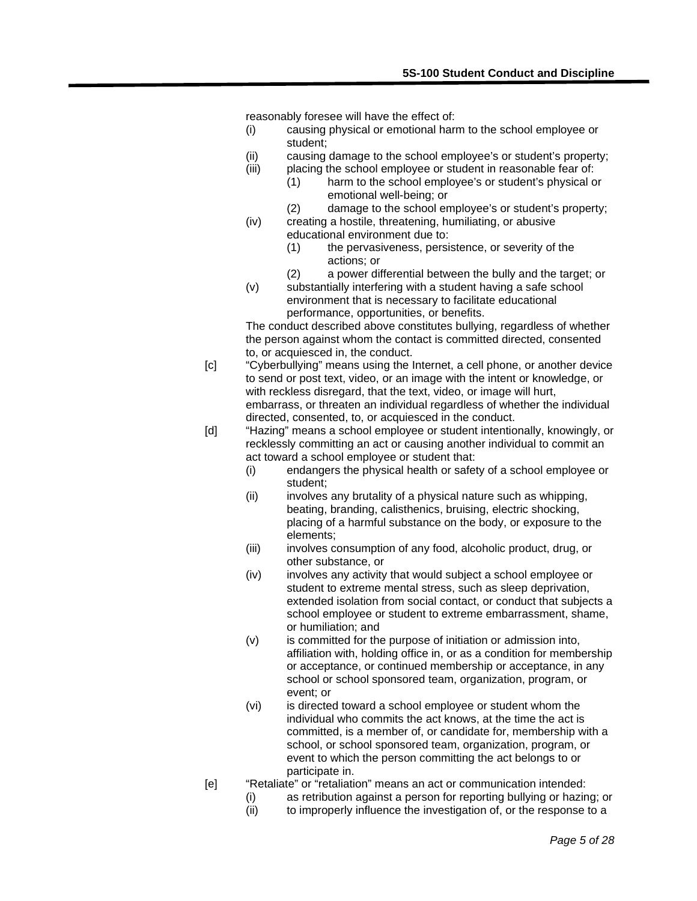reasonably foresee will have the effect of:

- (i) causing physical or emotional harm to the school employee or student;
- (ii) causing damage to the school employee's or student's property;
- (iii) placing the school employee or student in reasonable fear of:
  - (1) harm to the school employee's or student's physical or emotional well-being; or
  - (2) damage to the school employee's or student's property;
- (iv) creating a hostile, threatening, humiliating, or abusive educational environment due to:
  - (1) the pervasiveness, persistence, or severity of the actions; or
  - (2) a power differential between the bully and the target; or
- (v) substantially interfering with a student having a safe school environment that is necessary to facilitate educational performance, opportunities, or benefits.

The conduct described above constitutes bullying, regardless of whether the person against whom the contact is committed directed, consented to, or acquiesced in, the conduct.

[c] "Cyberbullying" means using the Internet, a cell phone, or another device to send or post text, video, or an image with the intent or knowledge, or with reckless disregard, that the text, video, or image will hurt, embarrass, or threaten an individual regardless of whether the individual directed, consented, to, or acquiesced in the conduct.

[d] "Hazing" means a school employee or student intentionally, knowingly, or recklessly committing an act or causing another individual to commit an act toward a school employee or student that:

- (i) endangers the physical health or safety of a school employee or student;
- (ii) involves any brutality of a physical nature such as whipping, beating, branding, calisthenics, bruising, electric shocking, placing of a harmful substance on the body, or exposure to the elements;
- (iii) involves consumption of any food, alcoholic product, drug, or other substance, or
- (iv) involves any activity that would subject a school employee or student to extreme mental stress, such as sleep deprivation, extended isolation from social contact, or conduct that subjects a school employee or student to extreme embarrassment, shame, or humiliation; and
- (v) is committed for the purpose of initiation or admission into, affiliation with, holding office in, or as a condition for membership or acceptance, or continued membership or acceptance, in any school or school sponsored team, organization, program, or event; or
- (vi) is directed toward a school employee or student whom the individual who commits the act knows, at the time the act is committed, is a member of, or candidate for, membership with a school, or school sponsored team, organization, program, or event to which the person committing the act belongs to or participate in.

[e] "Retaliate" or "retaliation" means an act or communication intended:

- (i) as retribution against a person for reporting bullying or hazing; or
- (ii) to improperly influence the investigation of, or the response to a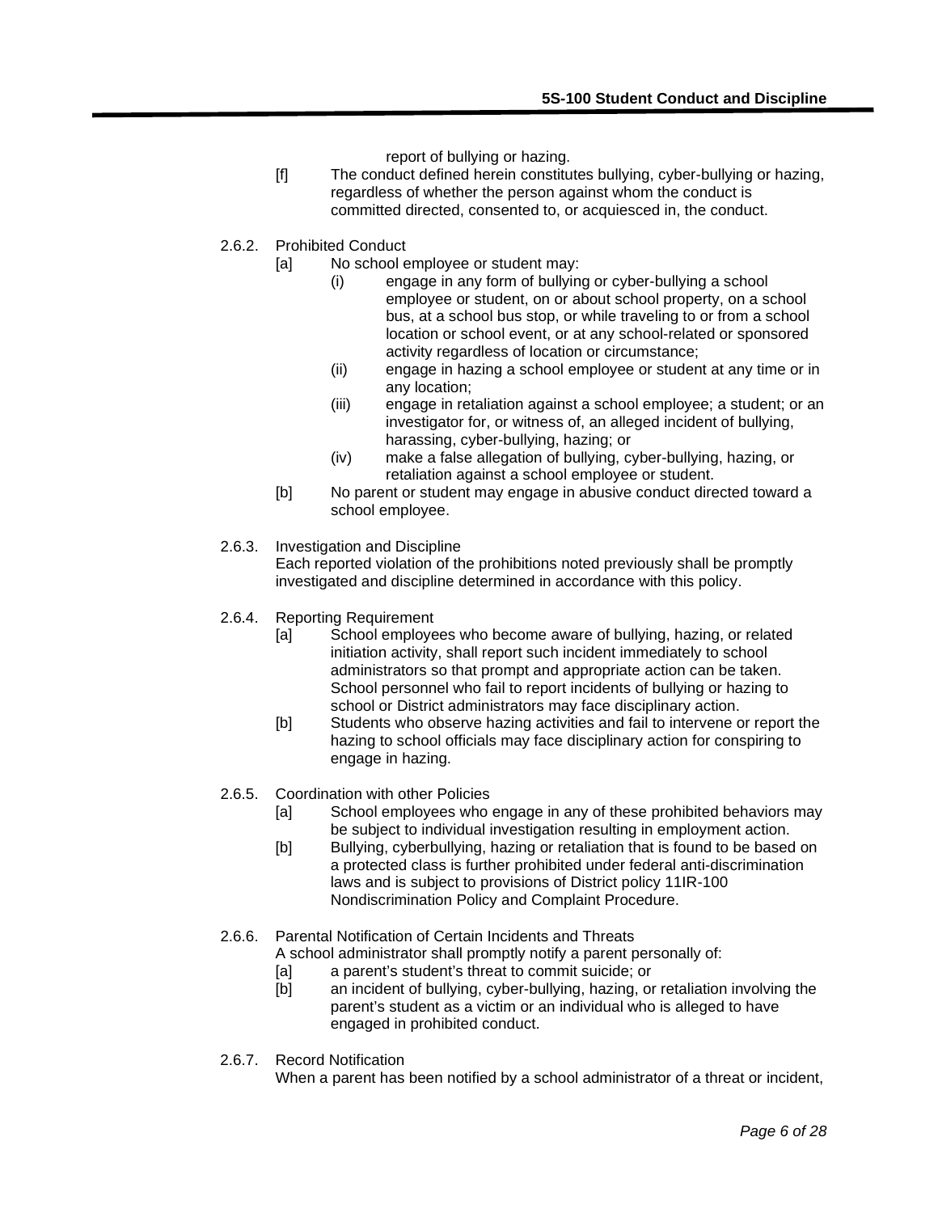report of bullying or hazing.

[f] The conduct defined herein constitutes bullying, cyber-bullying or hazing, regardless of whether the person against whom the conduct is committed directed, consented to, or acquiesced in, the conduct.

2.6.2. Prohibited Conduct

[a] No school employee or student may:

(i) engage in any form of bullying or cyber-bullying a school employee or student, on or about school property, on a school bus, at a school bus stop, or while traveling to or from a school location or school event, or at any school-related or sponsored activity regardless of location or circumstance;

(ii) engage in hazing a school employee or student at any time or in any location;

(iii) engage in retaliation against a school employee; a student; or an investigator for, or witness of, an alleged incident of bullying, harassing, cyber-bullying, hazing; or

(iv) make a false allegation of bullying, cyber-bullying, hazing, or retaliation against a school employee or student.

[b] No parent or student may engage in abusive conduct directed toward a school employee.

2.6.3. Investigation and Discipline

Each reported violation of the prohibitions noted previously shall be promptly investigated and discipline determined in accordance with this policy.

2.6.4. Reporting Requirement

[a] School employees who become aware of bullying, hazing, or related initiation activity, shall report such incident immediately to school administrators so that prompt and appropriate action can be taken. School personnel who fail to report incidents of bullying or hazing to school or District administrators may face disciplinary action.

[b] Students who observe hazing activities and fail to intervene or report the hazing to school officials may face disciplinary action for conspiring to engage in hazing.

2.6.5. Coordination with other Policies

[a] School employees who engage in any of these prohibited behaviors may be subject to individual investigation resulting in employment action.

[b] Bullying, cyberbullying, hazing or retaliation that is found to be based on a protected class is further prohibited under federal anti-discrimination laws and is subject to provisions of District policy 11IR-100 Nondiscrimination Policy and Complaint Procedure.

2.6.6. Parental Notification of Certain Incidents and Threats

A school administrator shall promptly notify a parent personally of:

[a] a parent's student's threat to commit suicide; or

[b] an incident of bullying, cyber-bullying, hazing, or retaliation involving the parent's student as a victim or an individual who is alleged to have engaged in prohibited conduct.

2.6.7. Record Notification

When a parent has been notified by a school administrator of a threat or incident,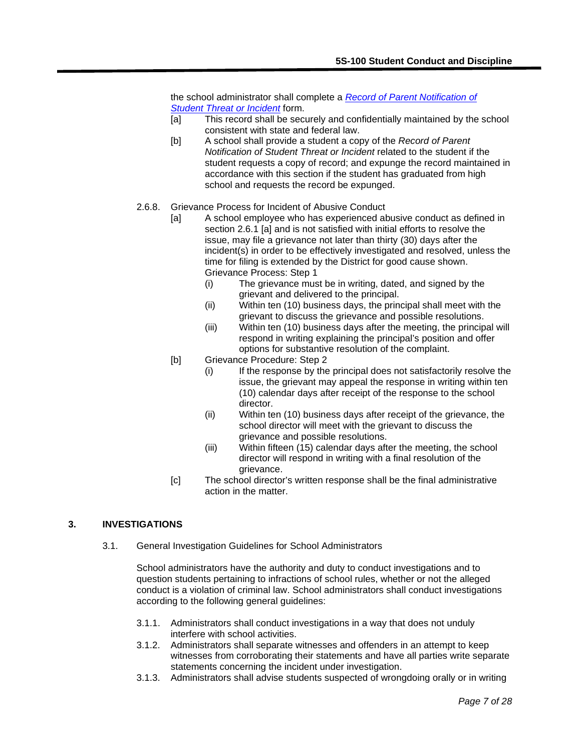the school administrator shall complete a *Record of Parent Notification of Student Threat or Incident* form.

- [a] This record shall be securely and confidentially maintained by the school consistent with state and federal law.
- [b] A school shall provide a student a copy of the *Record of Parent Notification of Student Threat or Incident* related to the student if the student requests a copy of record; and expunge the record maintained in accordance with this section if the student has graduated from high school and requests the record be expunged.

2.6.8. Grievance Process for Incident of Abusive Conduct

- [a] A school employee who has experienced abusive conduct as defined in section 2.6.1 [a] and is not satisfied with initial efforts to resolve the issue, may file a grievance not later than thirty (30) days after the incident(s) in order to be effectively investigated and resolved, unless the time for filing is extended by the District for good cause shown.
  Grievance Process: Step 1
  - (i) The grievance must be in writing, dated, and signed by the grievant and delivered to the principal.
  - (ii) Within ten (10) business days, the principal shall meet with the grievant to discuss the grievance and possible resolutions.
  - (iii) Within ten (10) business days after the meeting, the principal will respond in writing explaining the principal's position and offer options for substantive resolution of the complaint.
- [b] Grievance Procedure: Step 2
  - (i) If the response by the principal does not satisfactorily resolve the issue, the grievant may appeal the response in writing within ten (10) calendar days after receipt of the response to the school director.
  - (ii) Within ten (10) business days after receipt of the grievance, the school director will meet with the grievant to discuss the grievance and possible resolutions.
  - (iii) Within fifteen (15) calendar days after the meeting, the school director will respond in writing with a final resolution of the grievance.
- [c] The school director's written response shall be the final administrative action in the matter.

## 3. INVESTIGATIONS

3.1. General Investigation Guidelines for School Administrators

School administrators have the authority and duty to conduct investigations and to question students pertaining to infractions of school rules, whether or not the alleged conduct is a violation of criminal law. School administrators shall conduct investigations according to the following general guidelines:

3.1.1. Administrators shall conduct investigations in a way that does not unduly interfere with school activities.

3.1.2. Administrators shall separate witnesses and offenders in an attempt to keep witnesses from corroborating their statements and have all parties write separate statements concerning the incident under investigation.

3.1.3. Administrators shall advise students suspected of wrongdoing orally or in writing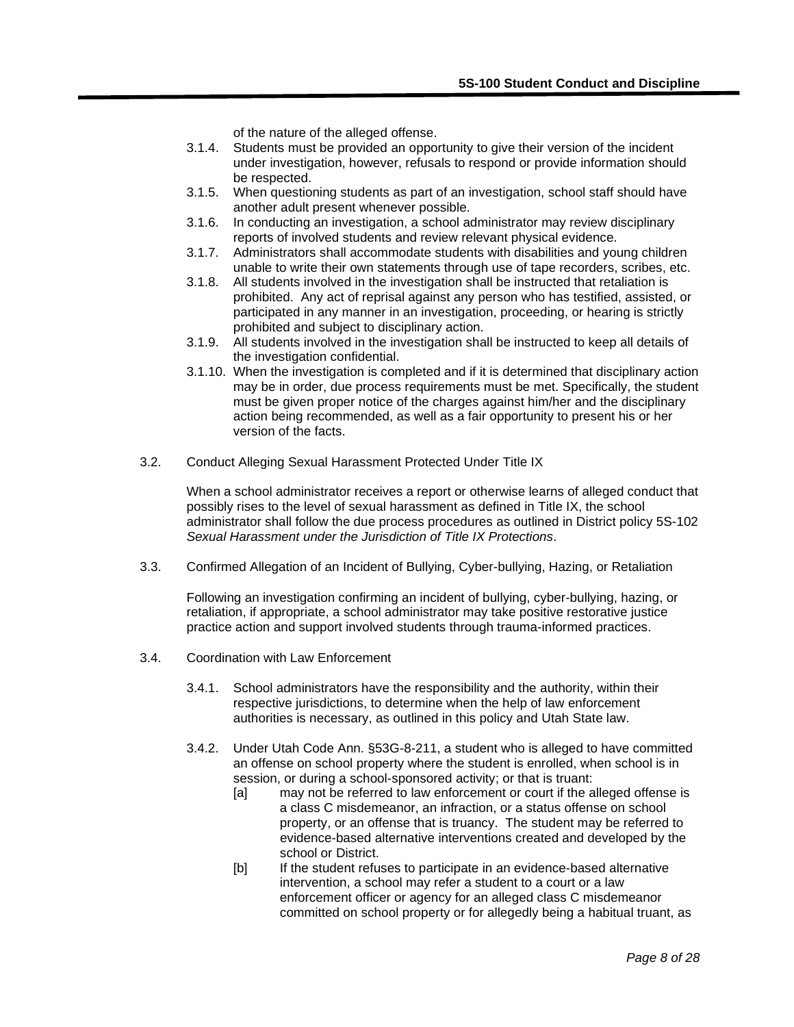of the nature of the alleged offense.

3.1.4. Students must be provided an opportunity to give their version of the incident under investigation, however, refusals to respond or provide information should be respected.

3.1.5. When questioning students as part of an investigation, school staff should have another adult present whenever possible.

3.1.6. In conducting an investigation, a school administrator may review disciplinary reports of involved students and review relevant physical evidence.

3.1.7. Administrators shall accommodate students with disabilities and young children unable to write their own statements through use of tape recorders, scribes, etc.

3.1.8. All students involved in the investigation shall be instructed that retaliation is prohibited. Any act of reprisal against any person who has testified, assisted, or participated in any manner in an investigation, proceeding, or hearing is strictly prohibited and subject to disciplinary action.

3.1.9. All students involved in the investigation shall be instructed to keep all details of the investigation confidential.

3.1.10. When the investigation is completed and if it is determined that disciplinary action may be in order, due process requirements must be met. Specifically, the student must be given proper notice of the charges against him/her and the disciplinary action being recommended, as well as a fair opportunity to present his or her version of the facts.

3.2. Conduct Alleging Sexual Harassment Protected Under Title IX

When a school administrator receives a report or otherwise learns of alleged conduct that possibly rises to the level of sexual harassment as defined in Title IX, the school administrator shall follow the due process procedures as outlined in District policy 5S-102 *Sexual Harassment under the Jurisdiction of Title IX Protections*.

3.3. Confirmed Allegation of an Incident of Bullying, Cyber-bullying, Hazing, or Retaliation

Following an investigation confirming an incident of bullying, cyber-bullying, hazing, or retaliation, if appropriate, a school administrator may take positive restorative justice practice action and support involved students through trauma-informed practices.

3.4. Coordination with Law Enforcement

3.4.1. School administrators have the responsibility and the authority, within their respective jurisdictions, to determine when the help of law enforcement authorities is necessary, as outlined in this policy and Utah State law.

3.4.2. Under Utah Code Ann. §53G-8-211, a student who is alleged to have committed an offense on school property where the student is enrolled, when school is in session, or during a school-sponsored activity; or that is truant:

[a] may not be referred to law enforcement or court if the alleged offense is a class C misdemeanor, an infraction, or a status offense on school property, or an offense that is truancy. The student may be referred to evidence-based alternative interventions created and developed by the school or District.

[b] If the student refuses to participate in an evidence-based alternative intervention, a school may refer a student to a court or a law enforcement officer or agency for an alleged class C misdemeanor committed on school property or for allegedly being a habitual truant, as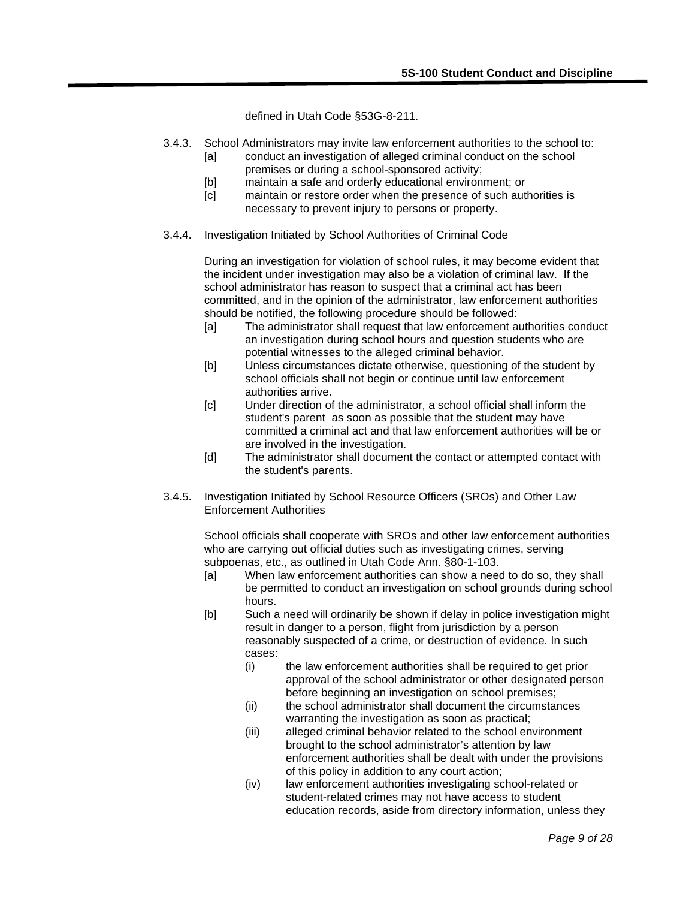defined in Utah Code §53G-8-211.

3.4.3. School Administrators may invite law enforcement authorities to the school to:

- [a] conduct an investigation of alleged criminal conduct on the school premises or during a school-sponsored activity;
- [b] maintain a safe and orderly educational environment; or
- [c] maintain or restore order when the presence of such authorities is necessary to prevent injury to persons or property.

3.4.4. Investigation Initiated by School Authorities of Criminal Code

During an investigation for violation of school rules, it may become evident that the incident under investigation may also be a violation of criminal law. If the school administrator has reason to suspect that a criminal act has been committed, and in the opinion of the administrator, law enforcement authorities should be notified, the following procedure should be followed:

- [a] The administrator shall request that law enforcement authorities conduct an investigation during school hours and question students who are potential witnesses to the alleged criminal behavior.
- [b] Unless circumstances dictate otherwise, questioning of the student by school officials shall not begin or continue until law enforcement authorities arrive.
- [c] Under direction of the administrator, a school official shall inform the student's parent as soon as possible that the student may have committed a criminal act and that law enforcement authorities will be or are involved in the investigation.
- [d] The administrator shall document the contact or attempted contact with the student's parents.

3.4.5. Investigation Initiated by School Resource Officers (SROs) and Other Law Enforcement Authorities

School officials shall cooperate with SROs and other law enforcement authorities who are carrying out official duties such as investigating crimes, serving subpoenas, etc., as outlined in Utah Code Ann. §80-1-103.

- [a] When law enforcement authorities can show a need to do so, they shall be permitted to conduct an investigation on school grounds during school hours.
- [b] Such a need will ordinarily be shown if delay in police investigation might result in danger to a person, flight from jurisdiction by a person reasonably suspected of a crime, or destruction of evidence. In such cases:
  - (i) the law enforcement authorities shall be required to get prior approval of the school administrator or other designated person before beginning an investigation on school premises;
  - (ii) the school administrator shall document the circumstances warranting the investigation as soon as practical;
  - (iii) alleged criminal behavior related to the school environment brought to the school administrator's attention by law enforcement authorities shall be dealt with under the provisions of this policy in addition to any court action;
  - (iv) law enforcement authorities investigating school-related or student-related crimes may not have access to student education records, aside from directory information, unless they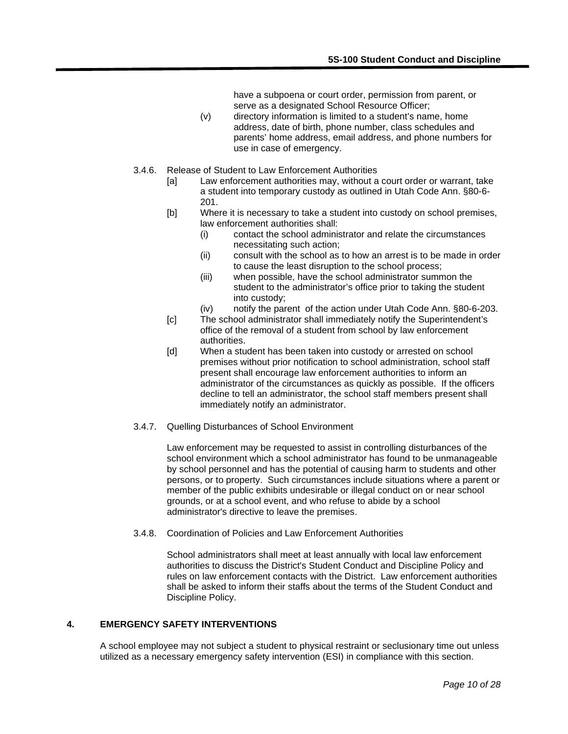have a subpoena or court order, permission from parent, or serve as a designated School Resource Officer;

(v) directory information is limited to a student's name, home address, date of birth, phone number, class schedules and parents' home address, email address, and phone numbers for use in case of emergency.

3.4.6. Release of Student to Law Enforcement Authorities

[a] Law enforcement authorities may, without a court order or warrant, take a student into temporary custody as outlined in Utah Code Ann. §80-6-201.

[b] Where it is necessary to take a student into custody on school premises, law enforcement authorities shall:

(i) contact the school administrator and relate the circumstances necessitating such action;

(ii) consult with the school as to how an arrest is to be made in order to cause the least disruption to the school process;

(iii) when possible, have the school administrator summon the student to the administrator's office prior to taking the student into custody;

(iv) notify the parent of the action under Utah Code Ann. §80-6-203.

[c] The school administrator shall immediately notify the Superintendent's office of the removal of a student from school by law enforcement authorities.

[d] When a student has been taken into custody or arrested on school premises without prior notification to school administration, school staff present shall encourage law enforcement authorities to inform an administrator of the circumstances as quickly as possible. If the officers decline to tell an administrator, the school staff members present shall immediately notify an administrator.

3.4.7. Quelling Disturbances of School Environment

Law enforcement may be requested to assist in controlling disturbances of the school environment which a school administrator has found to be unmanageable by school personnel and has the potential of causing harm to students and other persons, or to property. Such circumstances include situations where a parent or member of the public exhibits undesirable or illegal conduct on or near school grounds, or at a school event, and who refuse to abide by a school administrator's directive to leave the premises.

3.4.8. Coordination of Policies and Law Enforcement Authorities

School administrators shall meet at least annually with local law enforcement authorities to discuss the District's Student Conduct and Discipline Policy and rules on law enforcement contacts with the District. Law enforcement authorities shall be asked to inform their staffs about the terms of the Student Conduct and Discipline Policy.

## 4. EMERGENCY SAFETY INTERVENTIONS

A school employee may not subject a student to physical restraint or seclusionary time out unless utilized as a necessary emergency safety intervention (ESI) in compliance with this section.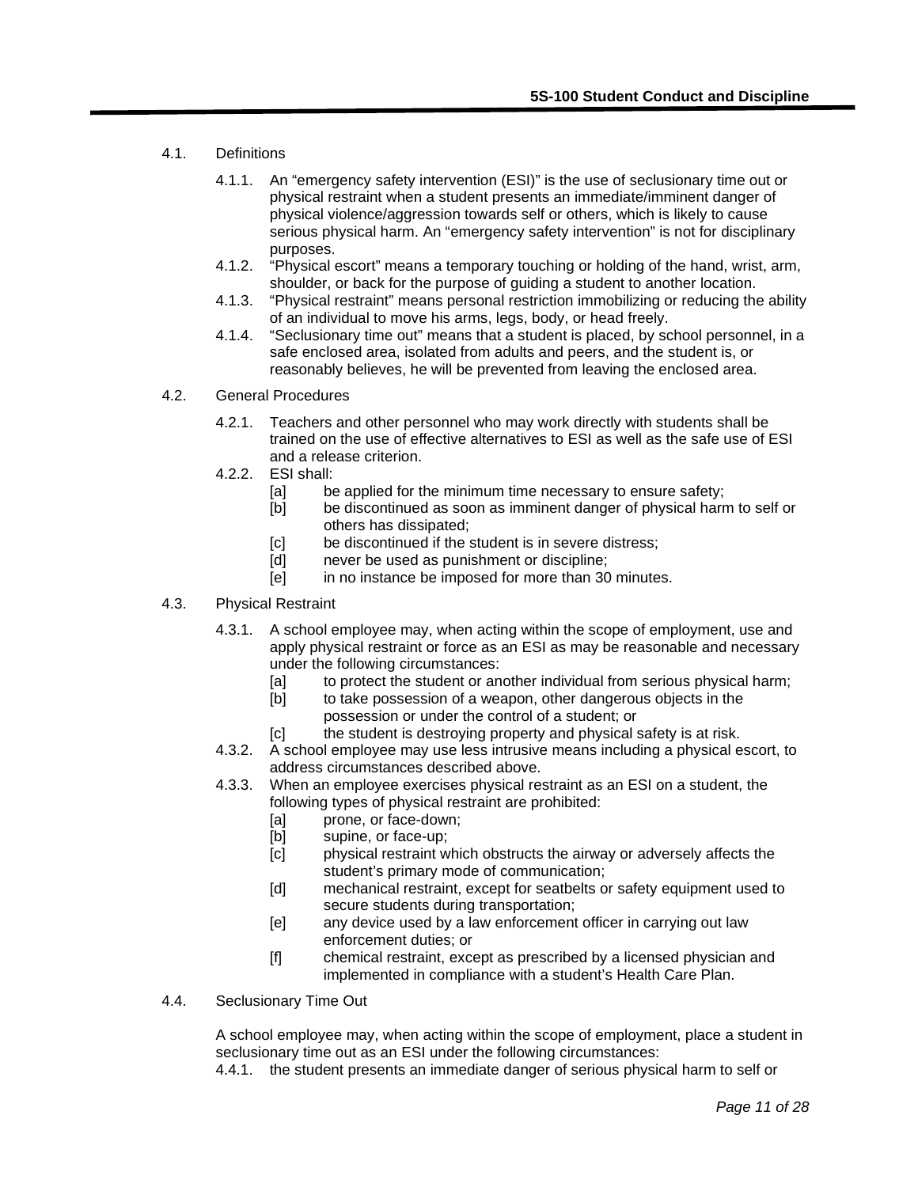4.1. Definitions

4.1.1. An "emergency safety intervention (ESI)" is the use of seclusionary time out or physical restraint when a student presents an immediate/imminent danger of physical violence/aggression towards self or others, which is likely to cause serious physical harm. An "emergency safety intervention" is not for disciplinary purposes.

4.1.2. "Physical escort" means a temporary touching or holding of the hand, wrist, arm, shoulder, or back for the purpose of guiding a student to another location.

4.1.3. "Physical restraint" means personal restriction immobilizing or reducing the ability of an individual to move his arms, legs, body, or head freely.

4.1.4. "Seclusionary time out" means that a student is placed, by school personnel, in a safe enclosed area, isolated from adults and peers, and the student is, or reasonably believes, he will be prevented from leaving the enclosed area.

4.2. General Procedures

4.2.1. Teachers and other personnel who may work directly with students shall be trained on the use of effective alternatives to ESI as well as the safe use of ESI and a release criterion.

4.2.2. ESI shall:

- [a] be applied for the minimum time necessary to ensure safety;
- [b] be discontinued as soon as imminent danger of physical harm to self or others has dissipated;
- [c] be discontinued if the student is in severe distress;
- [d] never be used as punishment or discipline;
- [e] in no instance be imposed for more than 30 minutes.

4.3. Physical Restraint

4.3.1. A school employee may, when acting within the scope of employment, use and apply physical restraint or force as an ESI as may be reasonable and necessary under the following circumstances:

- [a] to protect the student or another individual from serious physical harm;
- [b] to take possession of a weapon, other dangerous objects in the possession or under the control of a student; or
- [c] the student is destroying property and physical safety is at risk.

4.3.2. A school employee may use less intrusive means including a physical escort, to address circumstances described above.

4.3.3. When an employee exercises physical restraint as an ESI on a student, the following types of physical restraint are prohibited:

- [a] prone, or face-down;
- [b] supine, or face-up;
- [c] physical restraint which obstructs the airway or adversely affects the student's primary mode of communication;
- [d] mechanical restraint, except for seatbelts or safety equipment used to secure students during transportation;
- [e] any device used by a law enforcement officer in carrying out law enforcement duties; or
- [f] chemical restraint, except as prescribed by a licensed physician and implemented in compliance with a student's Health Care Plan.

4.4. Seclusionary Time Out

A school employee may, when acting within the scope of employment, place a student in seclusionary time out as an ESI under the following circumstances:

4.4.1. the student presents an immediate danger of serious physical harm to self or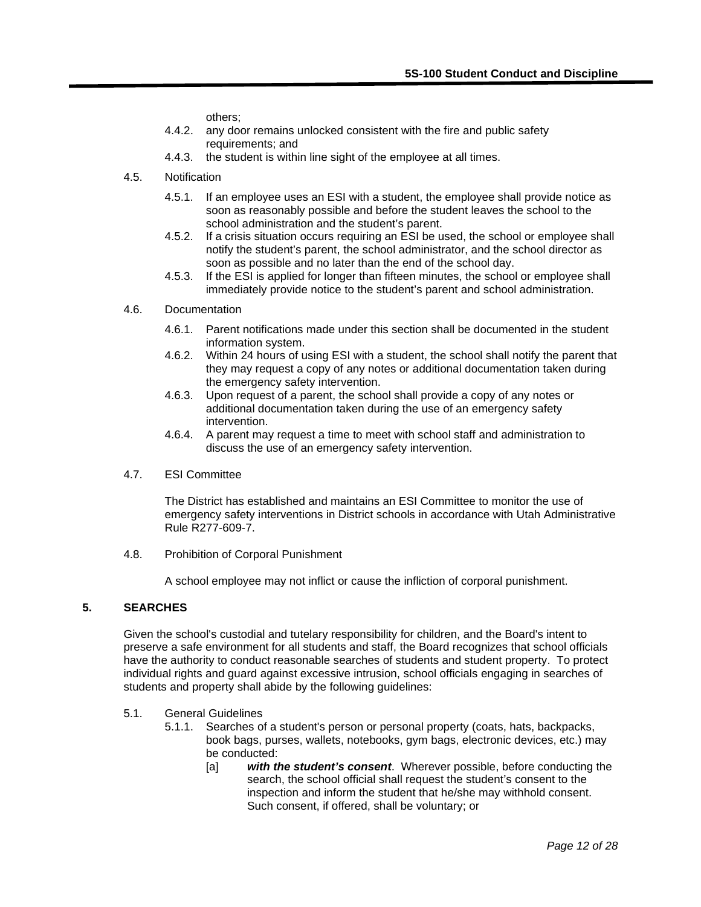others;

4.4.2. any door remains unlocked consistent with the fire and public safety requirements; and

4.4.3. the student is within line sight of the employee at all times.

4.5. Notification

4.5.1. If an employee uses an ESI with a student, the employee shall provide notice as soon as reasonably possible and before the student leaves the school to the school administration and the student's parent.

4.5.2. If a crisis situation occurs requiring an ESI be used, the school or employee shall notify the student's parent, the school administrator, and the school director as soon as possible and no later than the end of the school day.

4.5.3. If the ESI is applied for longer than fifteen minutes, the school or employee shall immediately provide notice to the student's parent and school administration.

4.6. Documentation

4.6.1. Parent notifications made under this section shall be documented in the student information system.

4.6.2. Within 24 hours of using ESI with a student, the school shall notify the parent that they may request a copy of any notes or additional documentation taken during the emergency safety intervention.

4.6.3. Upon request of a parent, the school shall provide a copy of any notes or additional documentation taken during the use of an emergency safety intervention.

4.6.4. A parent may request a time to meet with school staff and administration to discuss the use of an emergency safety intervention.

4.7. ESI Committee

The District has established and maintains an ESI Committee to monitor the use of emergency safety interventions in District schools in accordance with Utah Administrative Rule R277-609-7.

4.8. Prohibition of Corporal Punishment

A school employee may not inflict or cause the infliction of corporal punishment.

## 5. SEARCHES

Given the school's custodial and tutelary responsibility for children, and the Board's intent to preserve a safe environment for all students and staff, the Board recognizes that school officials have the authority to conduct reasonable searches of students and student property. To protect individual rights and guard against excessive intrusion, school officials engaging in searches of students and property shall abide by the following guidelines:

5.1. General Guidelines

5.1.1. Searches of a student's person or personal property (coats, hats, backpacks, book bags, purses, wallets, notebooks, gym bags, electronic devices, etc.) may be conducted:

[a] ***with the student's consent***. Wherever possible, before conducting the search, the school official shall request the student's consent to the inspection and inform the student that he/she may withhold consent. Such consent, if offered, shall be voluntary; or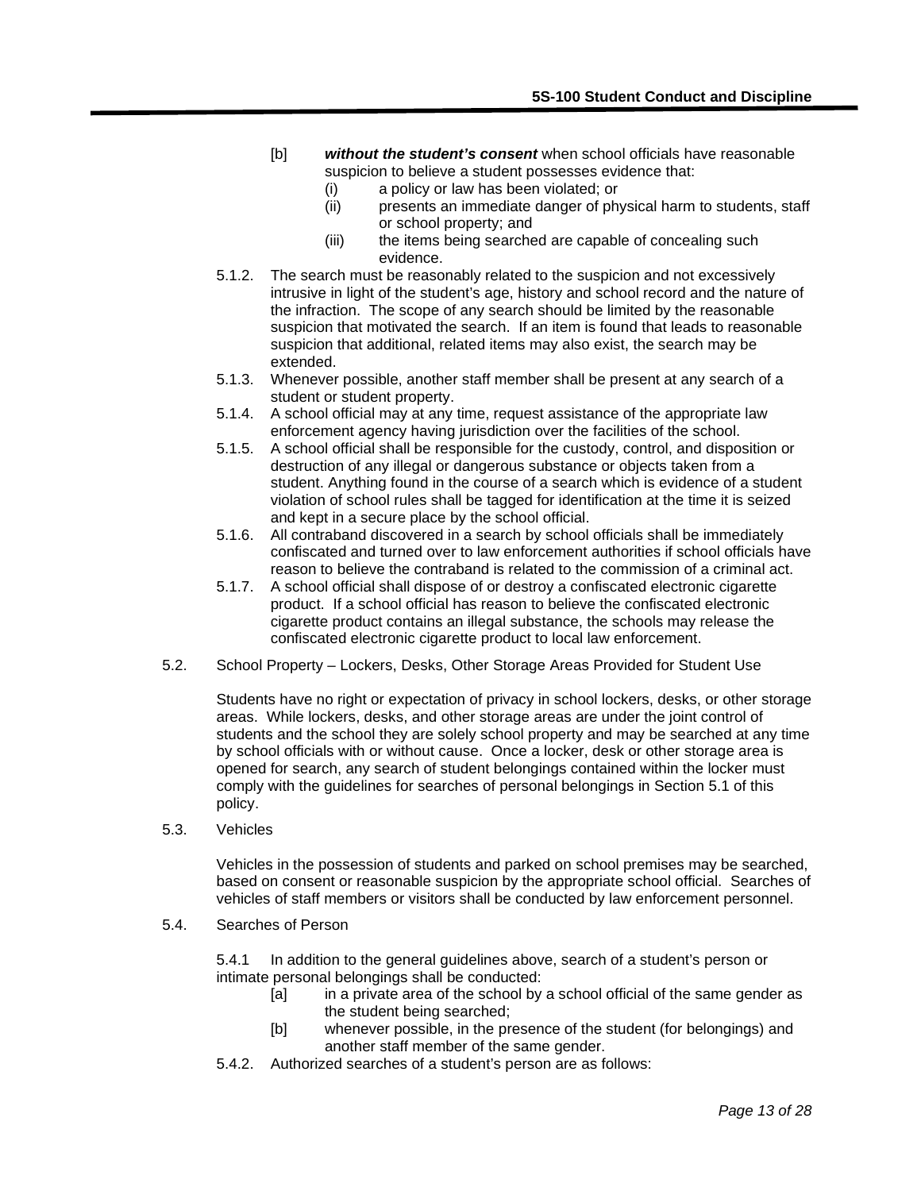[b] ***without the student's consent*** when school officials have reasonable suspicion to believe a student possesses evidence that:

   (i) a policy or law has been violated; or
   (ii) presents an immediate danger of physical harm to students, staff or school property; and
   (iii) the items being searched are capable of concealing such evidence.

5.1.2. The search must be reasonably related to the suspicion and not excessively intrusive in light of the student's age, history and school record and the nature of the infraction. The scope of any search should be limited by the reasonable suspicion that motivated the search. If an item is found that leads to reasonable suspicion that additional, related items may also exist, the search may be extended.

5.1.3. Whenever possible, another staff member shall be present at any search of a student or student property.

5.1.4. A school official may at any time, request assistance of the appropriate law enforcement agency having jurisdiction over the facilities of the school.

5.1.5. A school official shall be responsible for the custody, control, and disposition or destruction of any illegal or dangerous substance or objects taken from a student. Anything found in the course of a search which is evidence of a student violation of school rules shall be tagged for identification at the time it is seized and kept in a secure place by the school official.

5.1.6. All contraband discovered in a search by school officials shall be immediately confiscated and turned over to law enforcement authorities if school officials have reason to believe the contraband is related to the commission of a criminal act.

5.1.7. A school official shall dispose of or destroy a confiscated electronic cigarette product. If a school official has reason to believe the confiscated electronic cigarette product contains an illegal substance, the schools may release the confiscated electronic cigarette product to local law enforcement.

5.2. School Property – Lockers, Desks, Other Storage Areas Provided for Student Use

Students have no right or expectation of privacy in school lockers, desks, or other storage areas. While lockers, desks, and other storage areas are under the joint control of students and the school they are solely school property and may be searched at any time by school officials with or without cause. Once a locker, desk or other storage area is opened for search, any search of student belongings contained within the locker must comply with the guidelines for searches of personal belongings in Section 5.1 of this policy.

5.3. Vehicles

Vehicles in the possession of students and parked on school premises may be searched, based on consent or reasonable suspicion by the appropriate school official. Searches of vehicles of staff members or visitors shall be conducted by law enforcement personnel.

5.4. Searches of Person

5.4.1 In addition to the general guidelines above, search of a student's person or intimate personal belongings shall be conducted:

   [a] in a private area of the school by a school official of the same gender as the student being searched;
   [b] whenever possible, in the presence of the student (for belongings) and another staff member of the same gender.

5.4.2. Authorized searches of a student's person are as follows: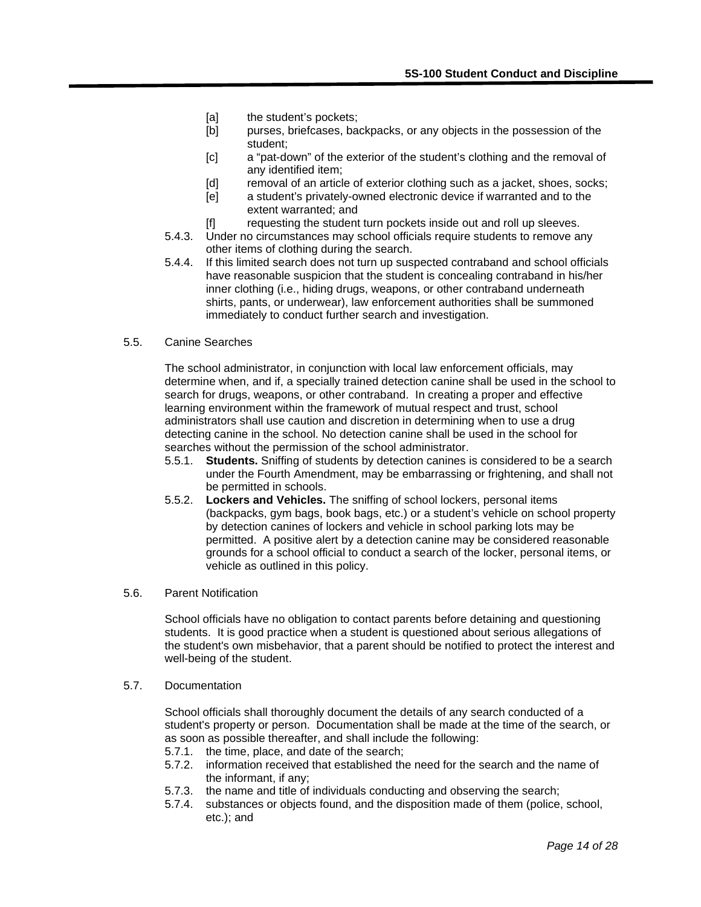- [a] the student's pockets;
- [b] purses, briefcases, backpacks, or any objects in the possession of the student;
- [c] a "pat-down" of the exterior of the student's clothing and the removal of any identified item;
- [d] removal of an article of exterior clothing such as a jacket, shoes, socks;
- [e] a student's privately-owned electronic device if warranted and to the extent warranted; and
- [f] requesting the student turn pockets inside out and roll up sleeves.

5.4.3. Under no circumstances may school officials require students to remove any other items of clothing during the search.

5.4.4. If this limited search does not turn up suspected contraband and school officials have reasonable suspicion that the student is concealing contraband in his/her inner clothing (i.e., hiding drugs, weapons, or other contraband underneath shirts, pants, or underwear), law enforcement authorities shall be summoned immediately to conduct further search and investigation.

5.5. Canine Searches

The school administrator, in conjunction with local law enforcement officials, may determine when, and if, a specially trained detection canine shall be used in the school to search for drugs, weapons, or other contraband. In creating a proper and effective learning environment within the framework of mutual respect and trust, school administrators shall use caution and discretion in determining when to use a drug detecting canine in the school. No detection canine shall be used in the school for searches without the permission of the school administrator.

5.5.1. **Students.** Sniffing of students by detection canines is considered to be a search under the Fourth Amendment, may be embarrassing or frightening, and shall not be permitted in schools.

5.5.2. **Lockers and Vehicles.** The sniffing of school lockers, personal items (backpacks, gym bags, book bags, etc.) or a student's vehicle on school property by detection canines of lockers and vehicle in school parking lots may be permitted. A positive alert by a detection canine may be considered reasonable grounds for a school official to conduct a search of the locker, personal items, or vehicle as outlined in this policy.

5.6. Parent Notification

School officials have no obligation to contact parents before detaining and questioning students. It is good practice when a student is questioned about serious allegations of the student's own misbehavior, that a parent should be notified to protect the interest and well-being of the student.

5.7. Documentation

School officials shall thoroughly document the details of any search conducted of a student's property or person. Documentation shall be made at the time of the search, or as soon as possible thereafter, and shall include the following:

5.7.1. the time, place, and date of the search;

5.7.2. information received that established the need for the search and the name of the informant, if any;

5.7.3. the name and title of individuals conducting and observing the search;

5.7.4. substances or objects found, and the disposition made of them (police, school, etc.); and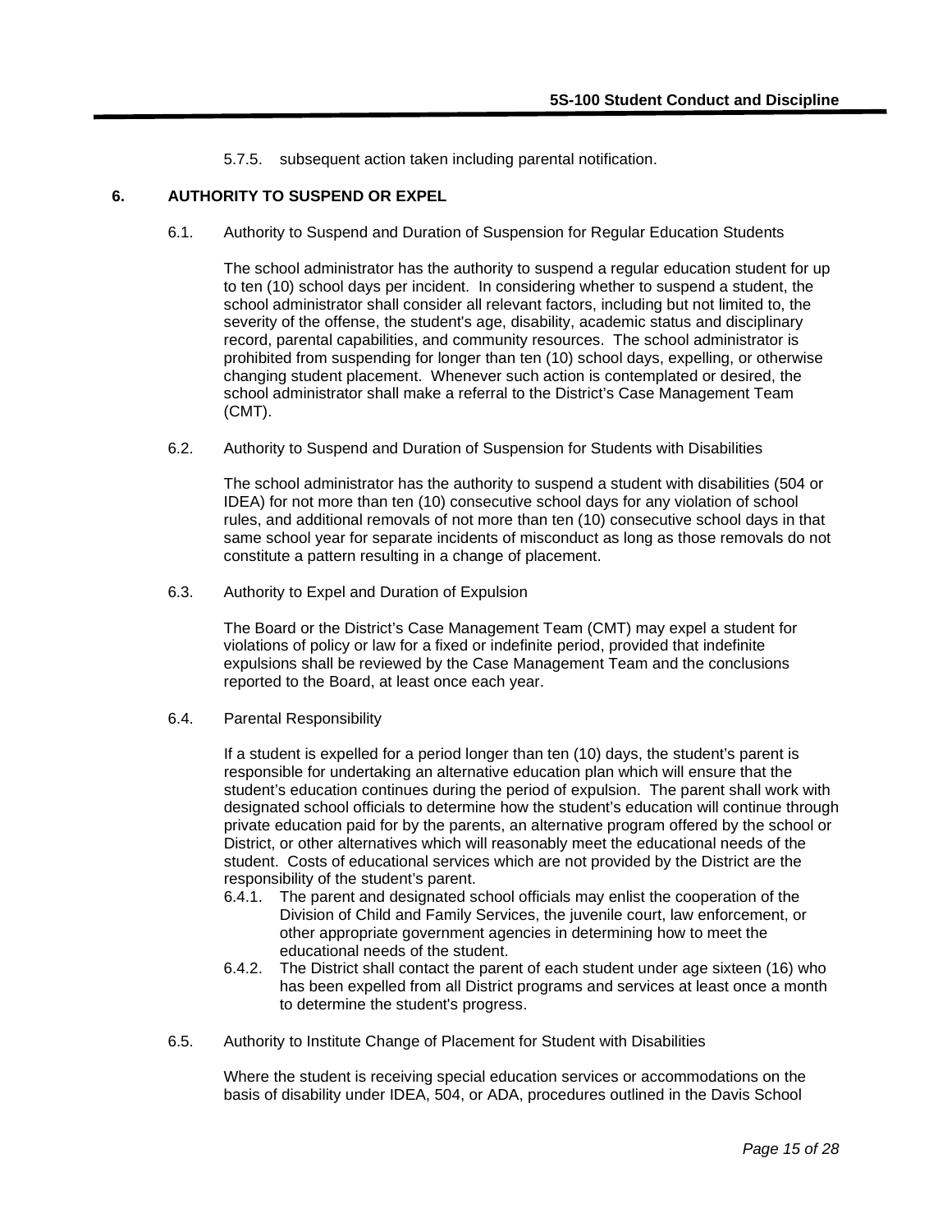5.7.5. subsequent action taken including parental notification.

## 6. AUTHORITY TO SUSPEND OR EXPEL

6.1. Authority to Suspend and Duration of Suspension for Regular Education Students

The school administrator has the authority to suspend a regular education student for up to ten (10) school days per incident. In considering whether to suspend a student, the school administrator shall consider all relevant factors, including but not limited to, the severity of the offense, the student's age, disability, academic status and disciplinary record, parental capabilities, and community resources. The school administrator is prohibited from suspending for longer than ten (10) school days, expelling, or otherwise changing student placement. Whenever such action is contemplated or desired, the school administrator shall make a referral to the District's Case Management Team (CMT).

6.2. Authority to Suspend and Duration of Suspension for Students with Disabilities

The school administrator has the authority to suspend a student with disabilities (504 or IDEA) for not more than ten (10) consecutive school days for any violation of school rules, and additional removals of not more than ten (10) consecutive school days in that same school year for separate incidents of misconduct as long as those removals do not constitute a pattern resulting in a change of placement.

6.3. Authority to Expel and Duration of Expulsion

The Board or the District's Case Management Team (CMT) may expel a student for violations of policy or law for a fixed or indefinite period, provided that indefinite expulsions shall be reviewed by the Case Management Team and the conclusions reported to the Board, at least once each year.

6.4. Parental Responsibility

If a student is expelled for a period longer than ten (10) days, the student's parent is responsible for undertaking an alternative education plan which will ensure that the student's education continues during the period of expulsion. The parent shall work with designated school officials to determine how the student's education will continue through private education paid for by the parents, an alternative program offered by the school or District, or other alternatives which will reasonably meet the educational needs of the student. Costs of educational services which are not provided by the District are the responsibility of the student's parent.

6.4.1. The parent and designated school officials may enlist the cooperation of the Division of Child and Family Services, the juvenile court, law enforcement, or other appropriate government agencies in determining how to meet the educational needs of the student.

6.4.2. The District shall contact the parent of each student under age sixteen (16) who has been expelled from all District programs and services at least once a month to determine the student's progress.

6.5. Authority to Institute Change of Placement for Student with Disabilities

Where the student is receiving special education services or accommodations on the basis of disability under IDEA, 504, or ADA, procedures outlined in the Davis School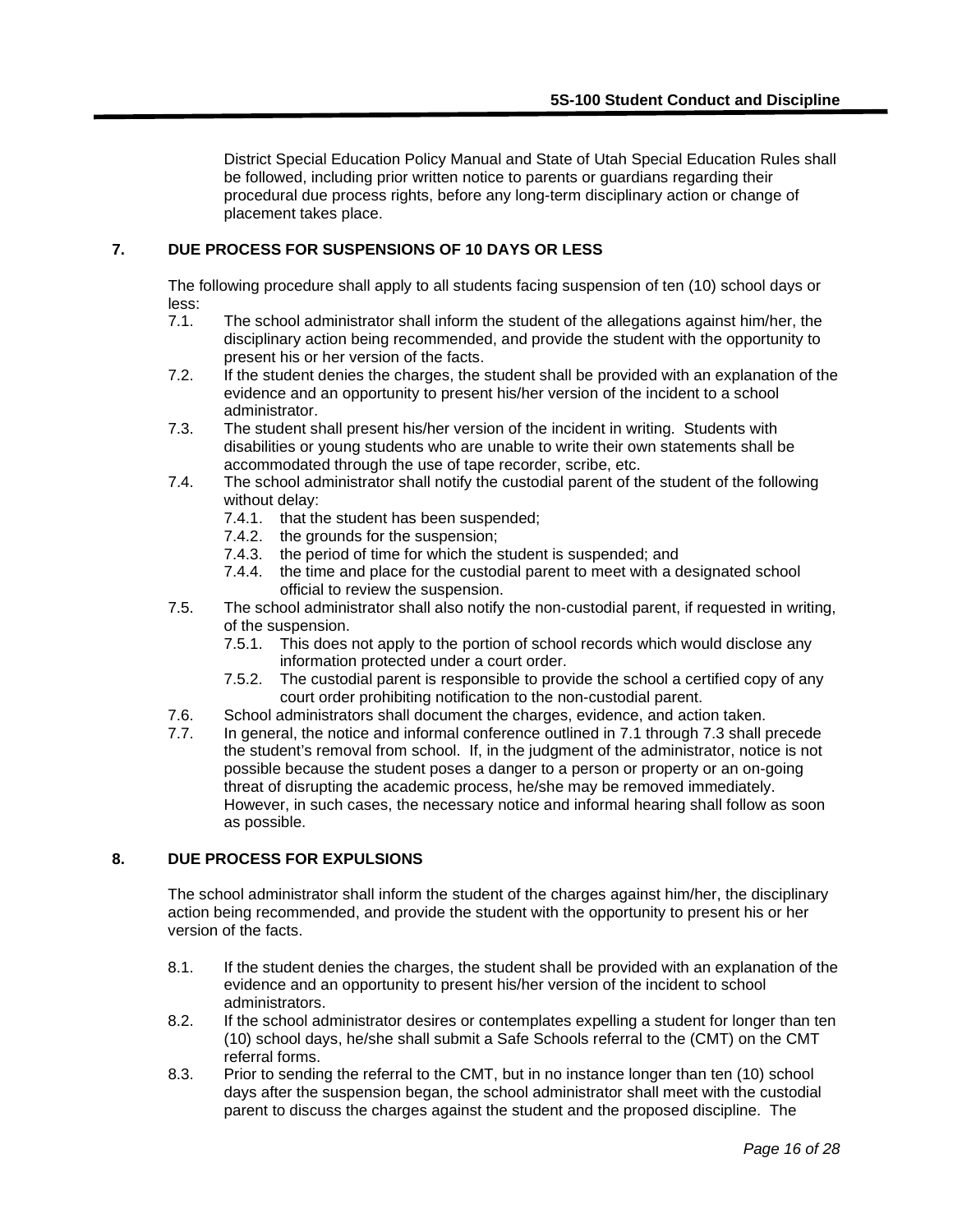District Special Education Policy Manual and State of Utah Special Education Rules shall be followed, including prior written notice to parents or guardians regarding their procedural due process rights, before any long-term disciplinary action or change of placement takes place.

## 7. DUE PROCESS FOR SUSPENSIONS OF 10 DAYS OR LESS

The following procedure shall apply to all students facing suspension of ten (10) school days or less:

- 7.1. The school administrator shall inform the student of the allegations against him/her, the disciplinary action being recommended, and provide the student with the opportunity to present his or her version of the facts.
- 7.2. If the student denies the charges, the student shall be provided with an explanation of the evidence and an opportunity to present his/her version of the incident to a school administrator.
- 7.3. The student shall present his/her version of the incident in writing. Students with disabilities or young students who are unable to write their own statements shall be accommodated through the use of tape recorder, scribe, etc.
- 7.4. The school administrator shall notify the custodial parent of the student of the following without delay:
  - 7.4.1. that the student has been suspended;
  - 7.4.2. the grounds for the suspension;
  - 7.4.3. the period of time for which the student is suspended; and
  - 7.4.4. the time and place for the custodial parent to meet with a designated school official to review the suspension.
- 7.5. The school administrator shall also notify the non-custodial parent, if requested in writing, of the suspension.
  - 7.5.1. This does not apply to the portion of school records which would disclose any information protected under a court order.
  - 7.5.2. The custodial parent is responsible to provide the school a certified copy of any court order prohibiting notification to the non-custodial parent.
- 7.6. School administrators shall document the charges, evidence, and action taken.
- 7.7. In general, the notice and informal conference outlined in 7.1 through 7.3 shall precede the student's removal from school. If, in the judgment of the administrator, notice is not possible because the student poses a danger to a person or property or an on-going threat of disrupting the academic process, he/she may be removed immediately. However, in such cases, the necessary notice and informal hearing shall follow as soon as possible.

## 8. DUE PROCESS FOR EXPULSIONS

The school administrator shall inform the student of the charges against him/her, the disciplinary action being recommended, and provide the student with the opportunity to present his or her version of the facts.

- 8.1. If the student denies the charges, the student shall be provided with an explanation of the evidence and an opportunity to present his/her version of the incident to school administrators.
- 8.2. If the school administrator desires or contemplates expelling a student for longer than ten (10) school days, he/she shall submit a Safe Schools referral to the (CMT) on the CMT referral forms.
- 8.3. Prior to sending the referral to the CMT, but in no instance longer than ten (10) school days after the suspension began, the school administrator shall meet with the custodial parent to discuss the charges against the student and the proposed discipline. The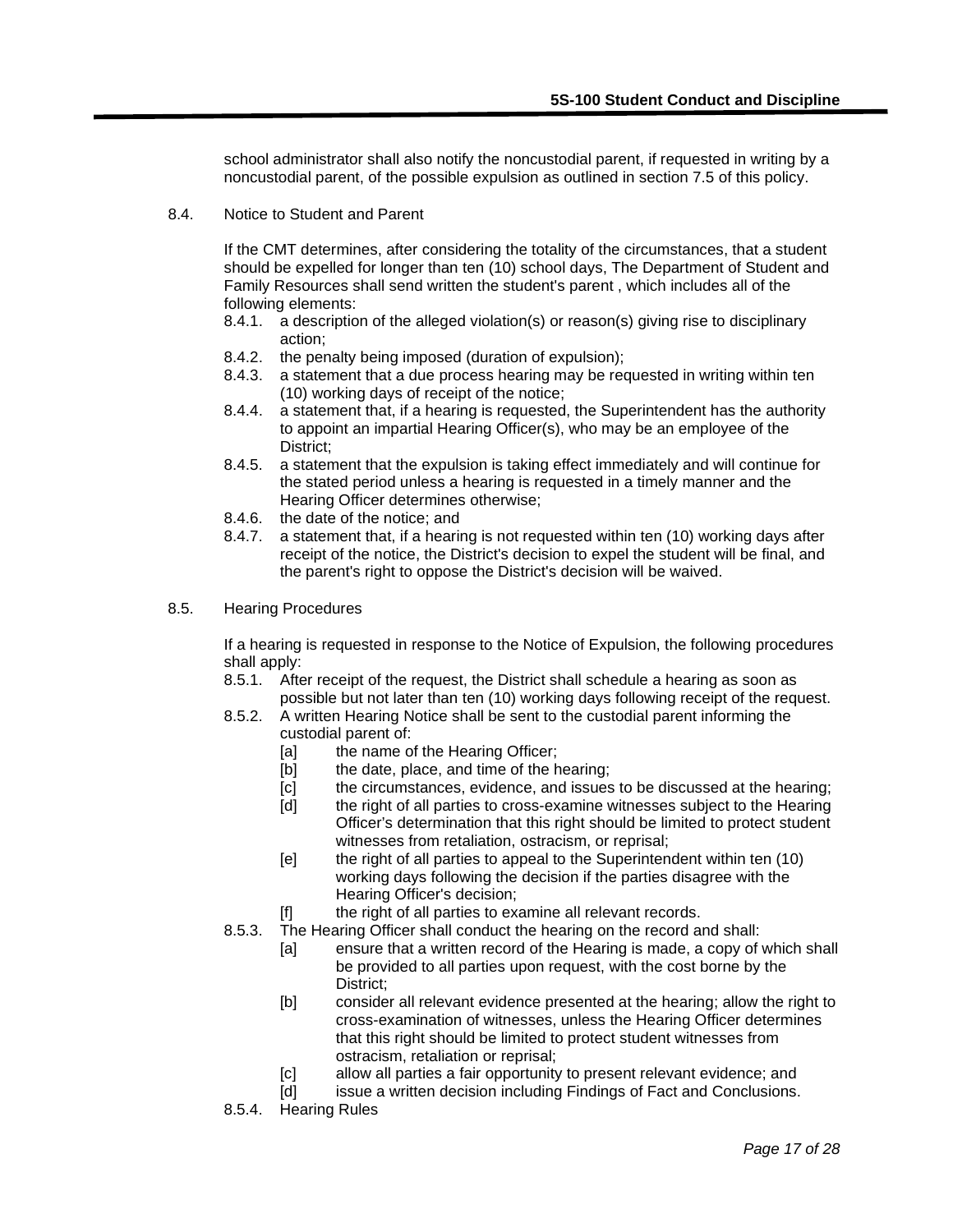school administrator shall also notify the noncustodial parent, if requested in writing by a noncustodial parent, of the possible expulsion as outlined in section 7.5 of this policy.

8.4. Notice to Student and Parent

If the CMT determines, after considering the totality of the circumstances, that a student should be expelled for longer than ten (10) school days, The Department of Student and Family Resources shall send written the student's parent , which includes all of the following elements:

- 8.4.1. a description of the alleged violation(s) or reason(s) giving rise to disciplinary action;
- 8.4.2. the penalty being imposed (duration of expulsion);
- 8.4.3. a statement that a due process hearing may be requested in writing within ten (10) working days of receipt of the notice;
- 8.4.4. a statement that, if a hearing is requested, the Superintendent has the authority to appoint an impartial Hearing Officer(s), who may be an employee of the District;
- 8.4.5. a statement that the expulsion is taking effect immediately and will continue for the stated period unless a hearing is requested in a timely manner and the Hearing Officer determines otherwise;
- 8.4.6. the date of the notice; and
- 8.4.7. a statement that, if a hearing is not requested within ten (10) working days after receipt of the notice, the District's decision to expel the student will be final, and the parent's right to oppose the District's decision will be waived.

8.5. Hearing Procedures

If a hearing is requested in response to the Notice of Expulsion, the following procedures shall apply:

- 8.5.1. After receipt of the request, the District shall schedule a hearing as soon as possible but not later than ten (10) working days following receipt of the request.
- 8.5.2. A written Hearing Notice shall be sent to the custodial parent informing the custodial parent of:
  - [a] the name of the Hearing Officer;
  - [b] the date, place, and time of the hearing;
  - [c] the circumstances, evidence, and issues to be discussed at the hearing;
  - [d] the right of all parties to cross-examine witnesses subject to the Hearing Officer's determination that this right should be limited to protect student witnesses from retaliation, ostracism, or reprisal;
  - [e] the right of all parties to appeal to the Superintendent within ten (10) working days following the decision if the parties disagree with the Hearing Officer's decision;
  - [f] the right of all parties to examine all relevant records.
- 8.5.3. The Hearing Officer shall conduct the hearing on the record and shall:
  - [a] ensure that a written record of the Hearing is made, a copy of which shall be provided to all parties upon request, with the cost borne by the District;
  - [b] consider all relevant evidence presented at the hearing; allow the right to cross-examination of witnesses, unless the Hearing Officer determines that this right should be limited to protect student witnesses from ostracism, retaliation or reprisal;
  - [c] allow all parties a fair opportunity to present relevant evidence; and
  - [d] issue a written decision including Findings of Fact and Conclusions.
- 8.5.4. Hearing Rules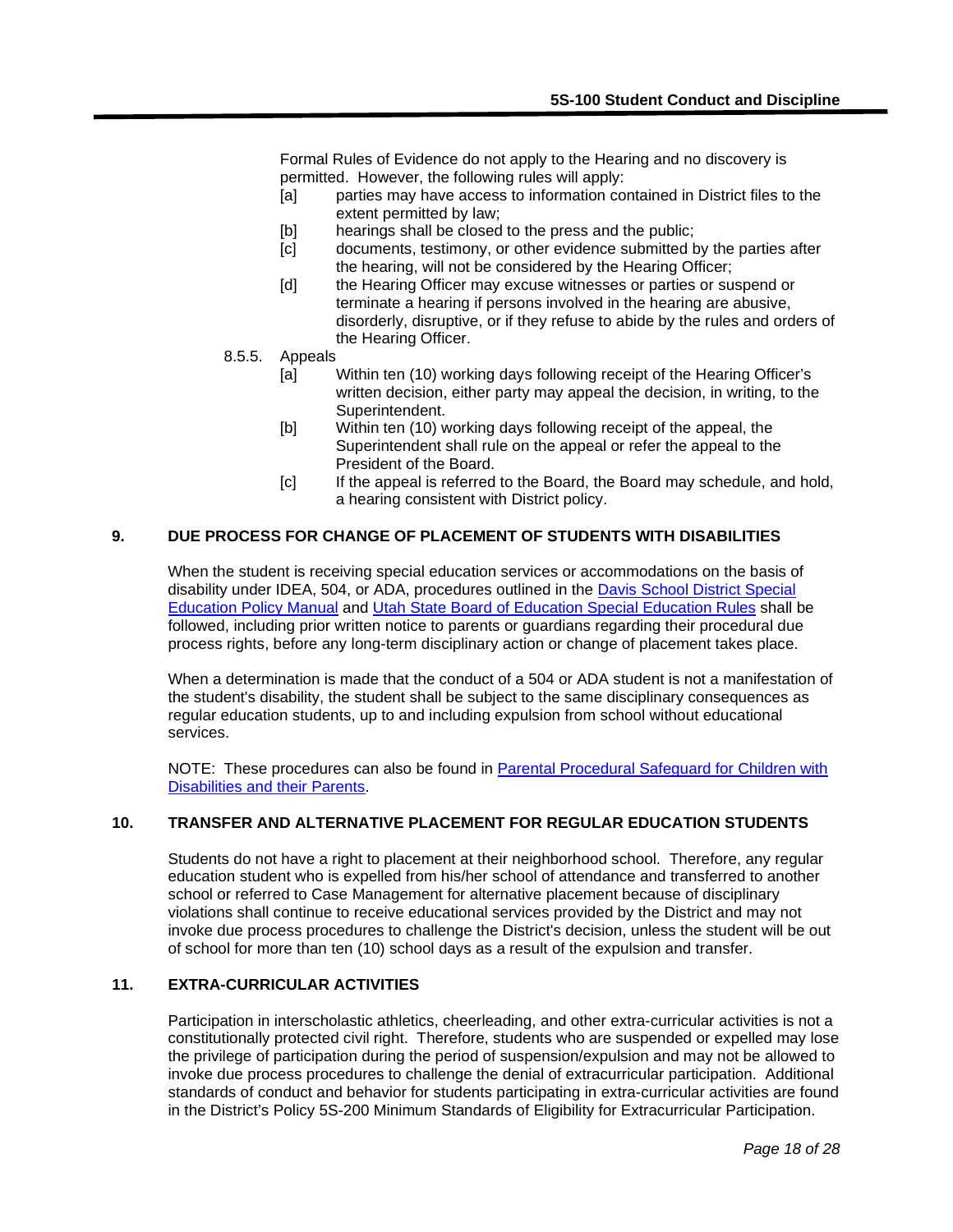Formal Rules of Evidence do not apply to the Hearing and no discovery is permitted. However, the following rules will apply:

[a] parties may have access to information contained in District files to the extent permitted by law;

[b] hearings shall be closed to the press and the public;

[c] documents, testimony, or other evidence submitted by the parties after the hearing, will not be considered by the Hearing Officer;

[d] the Hearing Officer may excuse witnesses or parties or suspend or terminate a hearing if persons involved in the hearing are abusive, disorderly, disruptive, or if they refuse to abide by the rules and orders of the Hearing Officer.

8.5.5. Appeals

[a] Within ten (10) working days following receipt of the Hearing Officer's written decision, either party may appeal the decision, in writing, to the Superintendent.

[b] Within ten (10) working days following receipt of the appeal, the Superintendent shall rule on the appeal or refer the appeal to the President of the Board.

[c] If the appeal is referred to the Board, the Board may schedule, and hold, a hearing consistent with District policy.

## 9. DUE PROCESS FOR CHANGE OF PLACEMENT OF STUDENTS WITH DISABILITIES

When the student is receiving special education services or accommodations on the basis of disability under IDEA, 504, or ADA, procedures outlined in the Davis School District Special Education Policy Manual and Utah State Board of Education Special Education Rules shall be followed, including prior written notice to parents or guardians regarding their procedural due process rights, before any long-term disciplinary action or change of placement takes place.

When a determination is made that the conduct of a 504 or ADA student is not a manifestation of the student's disability, the student shall be subject to the same disciplinary consequences as regular education students, up to and including expulsion from school without educational services.

NOTE: These procedures can also be found in Parental Procedural Safeguard for Children with Disabilities and their Parents.

## 10. TRANSFER AND ALTERNATIVE PLACEMENT FOR REGULAR EDUCATION STUDENTS

Students do not have a right to placement at their neighborhood school. Therefore, any regular education student who is expelled from his/her school of attendance and transferred to another school or referred to Case Management for alternative placement because of disciplinary violations shall continue to receive educational services provided by the District and may not invoke due process procedures to challenge the District's decision, unless the student will be out of school for more than ten (10) school days as a result of the expulsion and transfer.

## 11. EXTRA-CURRICULAR ACTIVITIES

Participation in interscholastic athletics, cheerleading, and other extra-curricular activities is not a constitutionally protected civil right. Therefore, students who are suspended or expelled may lose the privilege of participation during the period of suspension/expulsion and may not be allowed to invoke due process procedures to challenge the denial of extracurricular participation. Additional standards of conduct and behavior for students participating in extra-curricular activities are found in the District's Policy 5S-200 Minimum Standards of Eligibility for Extracurricular Participation.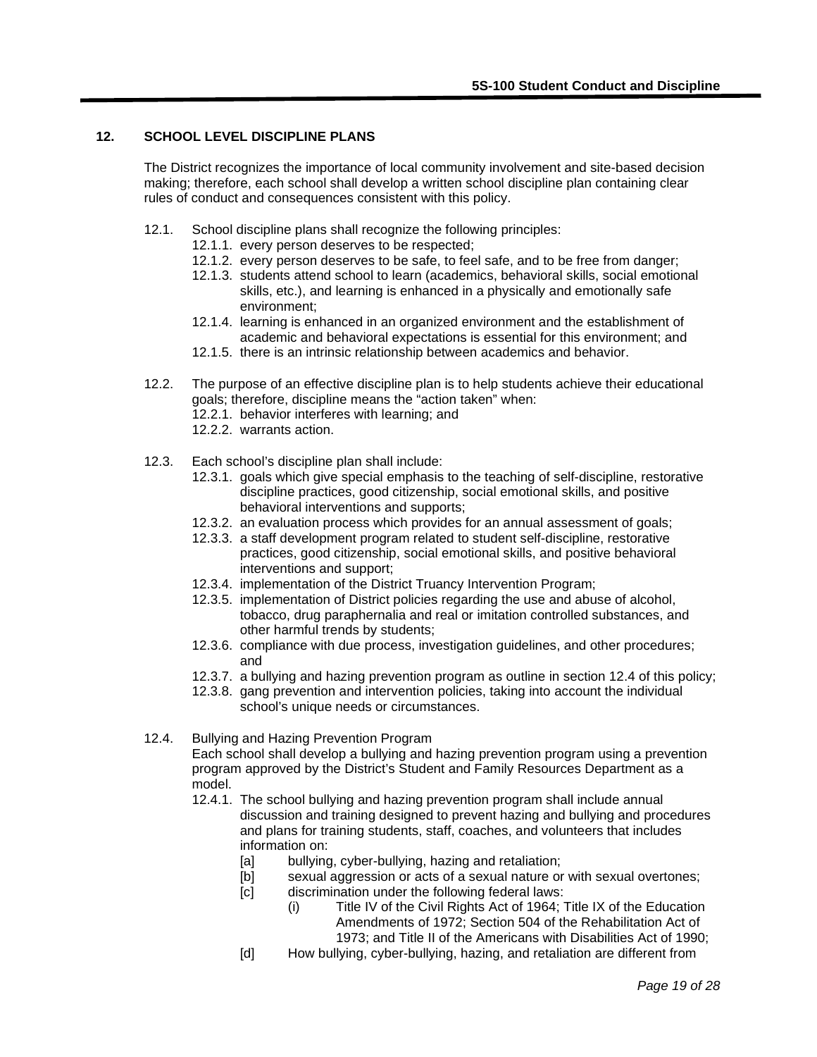## 12. SCHOOL LEVEL DISCIPLINE PLANS

The District recognizes the importance of local community involvement and site-based decision making; therefore, each school shall develop a written school discipline plan containing clear rules of conduct and consequences consistent with this policy.

12.1. School discipline plans shall recognize the following principles:

- 12.1.1. every person deserves to be respected;
- 12.1.2. every person deserves to be safe, to feel safe, and to be free from danger;
- 12.1.3. students attend school to learn (academics, behavioral skills, social emotional skills, etc.), and learning is enhanced in a physically and emotionally safe environment;
- 12.1.4. learning is enhanced in an organized environment and the establishment of academic and behavioral expectations is essential for this environment; and
- 12.1.5. there is an intrinsic relationship between academics and behavior.

12.2. The purpose of an effective discipline plan is to help students achieve their educational goals; therefore, discipline means the "action taken" when:

- 12.2.1. behavior interferes with learning; and
- 12.2.2. warrants action.

12.3. Each school's discipline plan shall include:

- 12.3.1. goals which give special emphasis to the teaching of self-discipline, restorative discipline practices, good citizenship, social emotional skills, and positive behavioral interventions and supports;
- 12.3.2. an evaluation process which provides for an annual assessment of goals;
- 12.3.3. a staff development program related to student self-discipline, restorative practices, good citizenship, social emotional skills, and positive behavioral interventions and support;
- 12.3.4. implementation of the District Truancy Intervention Program;
- 12.3.5. implementation of District policies regarding the use and abuse of alcohol, tobacco, drug paraphernalia and real or imitation controlled substances, and other harmful trends by students;
- 12.3.6. compliance with due process, investigation guidelines, and other procedures; and
- 12.3.7. a bullying and hazing prevention program as outline in section 12.4 of this policy;
- 12.3.8. gang prevention and intervention policies, taking into account the individual school's unique needs or circumstances.

12.4. Bullying and Hazing Prevention Program

Each school shall develop a bullying and hazing prevention program using a prevention program approved by the District's Student and Family Resources Department as a model.

- 12.4.1. The school bullying and hazing prevention program shall include annual discussion and training designed to prevent hazing and bullying and procedures and plans for training students, staff, coaches, and volunteers that includes information on:
  - [a] bullying, cyber-bullying, hazing and retaliation;
  - [b] sexual aggression or acts of a sexual nature or with sexual overtones;
  - [c] discrimination under the following federal laws:
    - (i) Title IV of the Civil Rights Act of 1964; Title IX of the Education Amendments of 1972; Section 504 of the Rehabilitation Act of 1973; and Title II of the Americans with Disabilities Act of 1990;
  - [d] How bullying, cyber-bullying, hazing, and retaliation are different from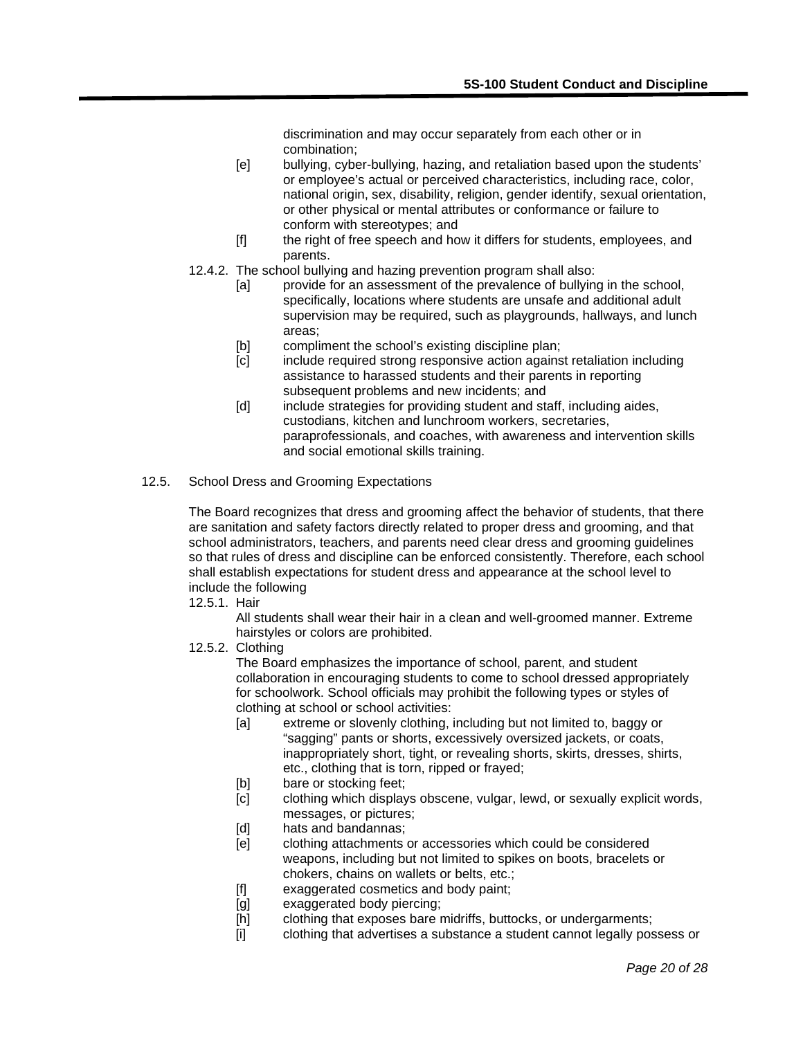discrimination and may occur separately from each other or in combination;

[e] bullying, cyber-bullying, hazing, and retaliation based upon the students' or employee's actual or perceived characteristics, including race, color, national origin, sex, disability, religion, gender identify, sexual orientation, or other physical or mental attributes or conformance or failure to conform with stereotypes; and

[f] the right of free speech and how it differs for students, employees, and parents.

12.4.2. The school bullying and hazing prevention program shall also:

[a] provide for an assessment of the prevalence of bullying in the school, specifically, locations where students are unsafe and additional adult supervision may be required, such as playgrounds, hallways, and lunch areas;

[b] compliment the school's existing discipline plan;

[c] include required strong responsive action against retaliation including assistance to harassed students and their parents in reporting subsequent problems and new incidents; and

[d] include strategies for providing student and staff, including aides, custodians, kitchen and lunchroom workers, secretaries, paraprofessionals, and coaches, with awareness and intervention skills and social emotional skills training.

12.5. School Dress and Grooming Expectations

The Board recognizes that dress and grooming affect the behavior of students, that there are sanitation and safety factors directly related to proper dress and grooming, and that school administrators, teachers, and parents need clear dress and grooming guidelines so that rules of dress and discipline can be enforced consistently. Therefore, each school shall establish expectations for student dress and appearance at the school level to include the following

12.5.1. Hair

All students shall wear their hair in a clean and well-groomed manner. Extreme hairstyles or colors are prohibited.

12.5.2. Clothing

The Board emphasizes the importance of school, parent, and student collaboration in encouraging students to come to school dressed appropriately for schoolwork. School officials may prohibit the following types or styles of clothing at school or school activities:

[a] extreme or slovenly clothing, including but not limited to, baggy or "sagging" pants or shorts, excessively oversized jackets, or coats, inappropriately short, tight, or revealing shorts, skirts, dresses, shirts, etc., clothing that is torn, ripped or frayed;

[b] bare or stocking feet;

[c] clothing which displays obscene, vulgar, lewd, or sexually explicit words, messages, or pictures;

[d] hats and bandannas;

[e] clothing attachments or accessories which could be considered weapons, including but not limited to spikes on boots, bracelets or chokers, chains on wallets or belts, etc.;

[f] exaggerated cosmetics and body paint;

[g] exaggerated body piercing;

[h] clothing that exposes bare midriffs, buttocks, or undergarments;

[i] clothing that advertises a substance a student cannot legally possess or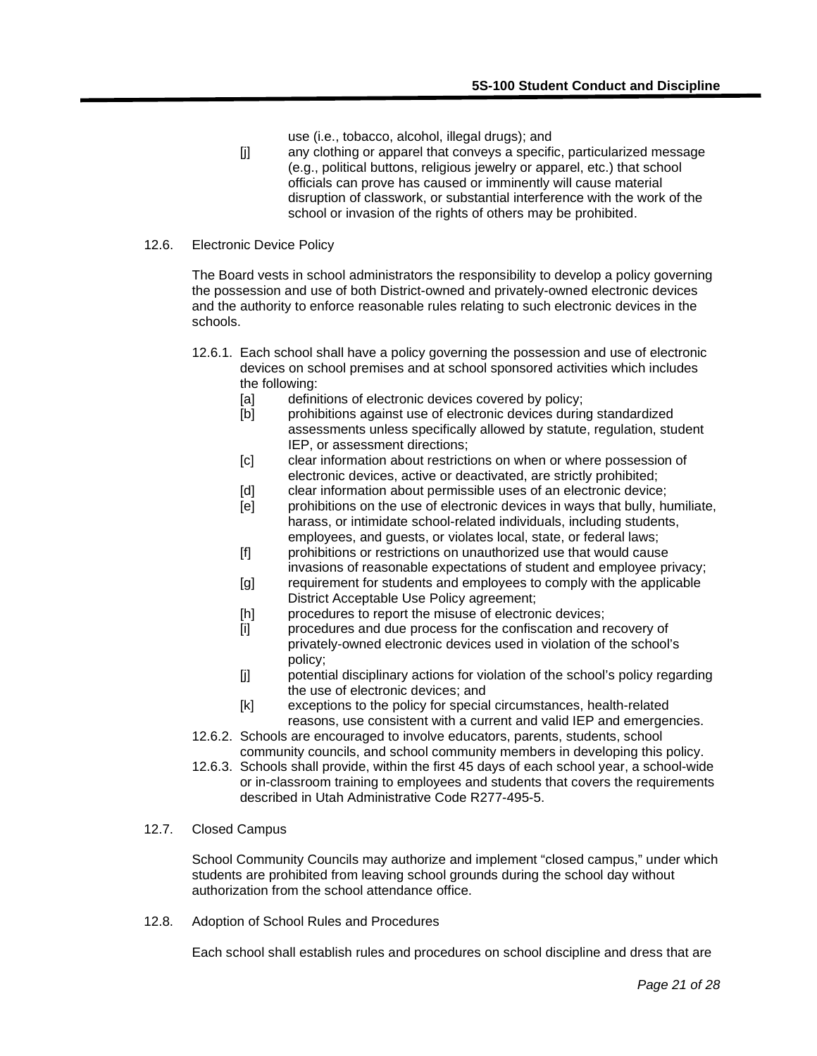use (i.e., tobacco, alcohol, illegal drugs); and

[j] any clothing or apparel that conveys a specific, particularized message (e.g., political buttons, religious jewelry or apparel, etc.) that school officials can prove has caused or imminently will cause material disruption of classwork, or substantial interference with the work of the school or invasion of the rights of others may be prohibited.

12.6. Electronic Device Policy

The Board vests in school administrators the responsibility to develop a policy governing the possession and use of both District-owned and privately-owned electronic devices and the authority to enforce reasonable rules relating to such electronic devices in the schools.

12.6.1. Each school shall have a policy governing the possession and use of electronic devices on school premises and at school sponsored activities which includes the following:

[a] definitions of electronic devices covered by policy;

[b] prohibitions against use of electronic devices during standardized assessments unless specifically allowed by statute, regulation, student IEP, or assessment directions;

[c] clear information about restrictions on when or where possession of electronic devices, active or deactivated, are strictly prohibited;

[d] clear information about permissible uses of an electronic device;

[e] prohibitions on the use of electronic devices in ways that bully, humiliate, harass, or intimidate school-related individuals, including students, employees, and guests, or violates local, state, or federal laws;

[f] prohibitions or restrictions on unauthorized use that would cause invasions of reasonable expectations of student and employee privacy;

[g] requirement for students and employees to comply with the applicable District Acceptable Use Policy agreement;

[h] procedures to report the misuse of electronic devices;

[i] procedures and due process for the confiscation and recovery of privately-owned electronic devices used in violation of the school's policy;

[j] potential disciplinary actions for violation of the school's policy regarding the use of electronic devices; and

[k] exceptions to the policy for special circumstances, health-related reasons, use consistent with a current and valid IEP and emergencies.

12.6.2. Schools are encouraged to involve educators, parents, students, school community councils, and school community members in developing this policy.

12.6.3. Schools shall provide, within the first 45 days of each school year, a school-wide or in-classroom training to employees and students that covers the requirements described in Utah Administrative Code R277-495-5.

12.7. Closed Campus

School Community Councils may authorize and implement "closed campus," under which students are prohibited from leaving school grounds during the school day without authorization from the school attendance office.

12.8. Adoption of School Rules and Procedures

Each school shall establish rules and procedures on school discipline and dress that are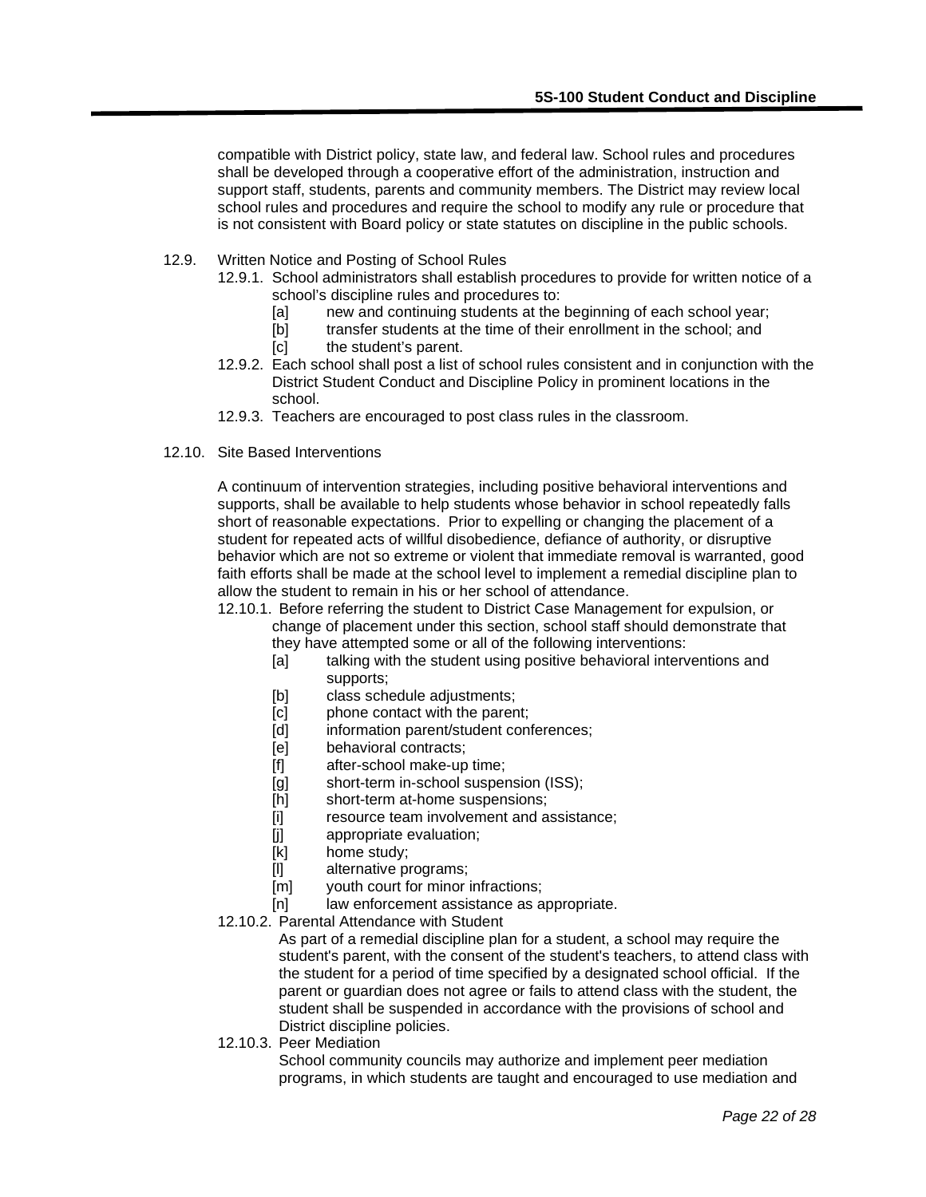compatible with District policy, state law, and federal law. School rules and procedures shall be developed through a cooperative effort of the administration, instruction and support staff, students, parents and community members. The District may review local school rules and procedures and require the school to modify any rule or procedure that is not consistent with Board policy or state statutes on discipline in the public schools.

12.9. Written Notice and Posting of School Rules

12.9.1. School administrators shall establish procedures to provide for written notice of a school's discipline rules and procedures to:

- [a] new and continuing students at the beginning of each school year;
- [b] transfer students at the time of their enrollment in the school; and
- [c] the student's parent.

12.9.2. Each school shall post a list of school rules consistent and in conjunction with the District Student Conduct and Discipline Policy in prominent locations in the school.

12.9.3. Teachers are encouraged to post class rules in the classroom.

12.10. Site Based Interventions

A continuum of intervention strategies, including positive behavioral interventions and supports, shall be available to help students whose behavior in school repeatedly falls short of reasonable expectations. Prior to expelling or changing the placement of a student for repeated acts of willful disobedience, defiance of authority, or disruptive behavior which are not so extreme or violent that immediate removal is warranted, good faith efforts shall be made at the school level to implement a remedial discipline plan to allow the student to remain in his or her school of attendance.

12.10.1. Before referring the student to District Case Management for expulsion, or change of placement under this section, school staff should demonstrate that they have attempted some or all of the following interventions:

- [a] talking with the student using positive behavioral interventions and supports;
- [b] class schedule adjustments;
- [c] phone contact with the parent;
- [d] information parent/student conferences;
- [e] behavioral contracts;
- [f] after-school make-up time;
- [g] short-term in-school suspension (ISS);
- [h] short-term at-home suspensions;
- [i] resource team involvement and assistance;
- [j] appropriate evaluation;
- [k] home study;
- [l] alternative programs;
- [m] youth court for minor infractions;
- [n] law enforcement assistance as appropriate.

12.10.2. Parental Attendance with Student

As part of a remedial discipline plan for a student, a school may require the student's parent, with the consent of the student's teachers, to attend class with the student for a period of time specified by a designated school official. If the parent or guardian does not agree or fails to attend class with the student, the student shall be suspended in accordance with the provisions of school and District discipline policies.

12.10.3. Peer Mediation

School community councils may authorize and implement peer mediation programs, in which students are taught and encouraged to use mediation and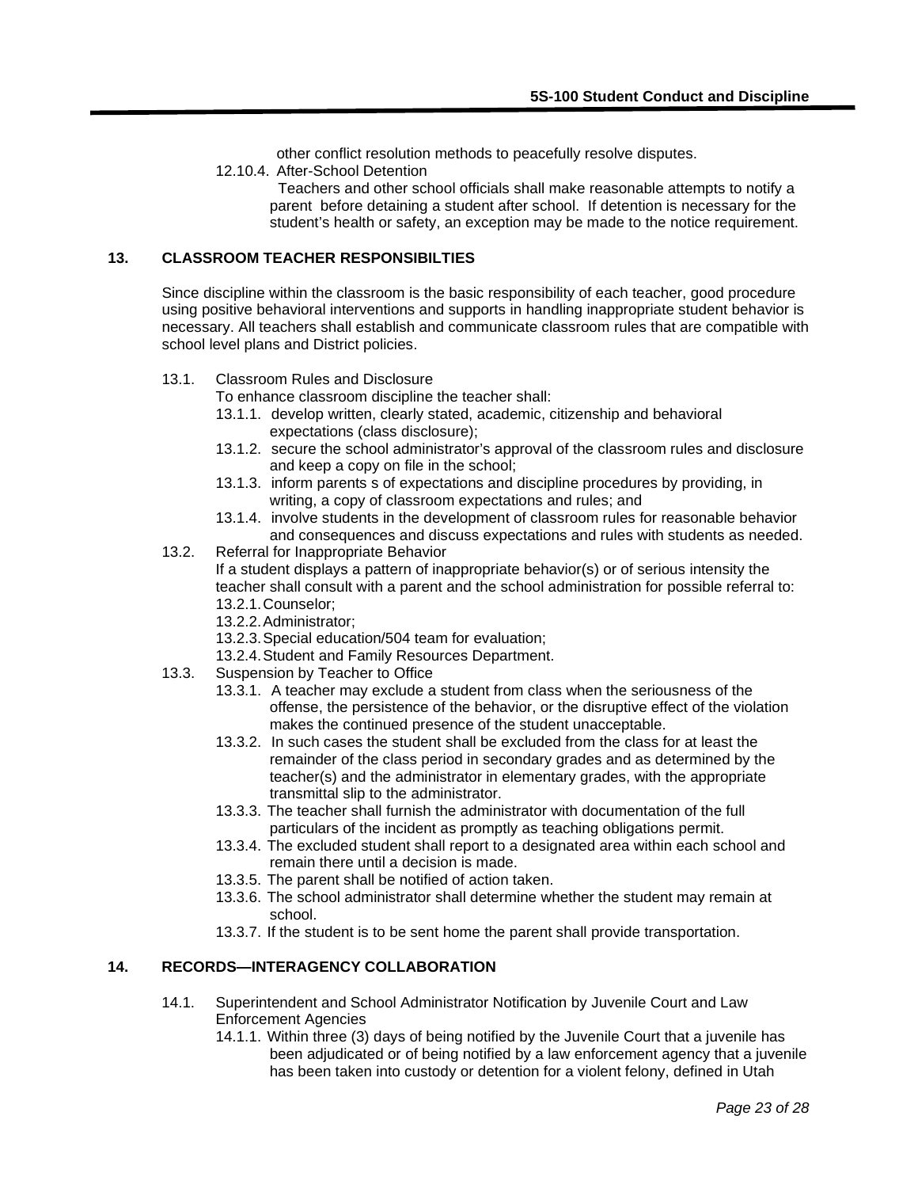other conflict resolution methods to peacefully resolve disputes.

12.10.4. After-School Detention

Teachers and other school officials shall make reasonable attempts to notify a parent before detaining a student after school. If detention is necessary for the student's health or safety, an exception may be made to the notice requirement.

## 13. CLASSROOM TEACHER RESPONSIBILTIES

Since discipline within the classroom is the basic responsibility of each teacher, good procedure using positive behavioral interventions and supports in handling inappropriate student behavior is necessary. All teachers shall establish and communicate classroom rules that are compatible with school level plans and District policies.

13.1. Classroom Rules and Disclosure

To enhance classroom discipline the teacher shall:

- 13.1.1. develop written, clearly stated, academic, citizenship and behavioral expectations (class disclosure);
- 13.1.2. secure the school administrator's approval of the classroom rules and disclosure and keep a copy on file in the school;
- 13.1.3. inform parents s of expectations and discipline procedures by providing, in writing, a copy of classroom expectations and rules; and
- 13.1.4. involve students in the development of classroom rules for reasonable behavior and consequences and discuss expectations and rules with students as needed.

13.2. Referral for Inappropriate Behavior

If a student displays a pattern of inappropriate behavior(s) or of serious intensity the teacher shall consult with a parent and the school administration for possible referral to:

- 13.2.1. Counselor;
- 13.2.2. Administrator;
- 13.2.3. Special education/504 team for evaluation;
- 13.2.4. Student and Family Resources Department.

13.3. Suspension by Teacher to Office

- 13.3.1. A teacher may exclude a student from class when the seriousness of the offense, the persistence of the behavior, or the disruptive effect of the violation makes the continued presence of the student unacceptable.
- 13.3.2. In such cases the student shall be excluded from the class for at least the remainder of the class period in secondary grades and as determined by the teacher(s) and the administrator in elementary grades, with the appropriate transmittal slip to the administrator.
- 13.3.3. The teacher shall furnish the administrator with documentation of the full particulars of the incident as promptly as teaching obligations permit.
- 13.3.4. The excluded student shall report to a designated area within each school and remain there until a decision is made.
- 13.3.5. The parent shall be notified of action taken.
- 13.3.6. The school administrator shall determine whether the student may remain at school.
- 13.3.7. If the student is to be sent home the parent shall provide transportation.

## 14. RECORDS—INTERAGENCY COLLABORATION

14.1. Superintendent and School Administrator Notification by Juvenile Court and Law Enforcement Agencies

- 14.1.1. Within three (3) days of being notified by the Juvenile Court that a juvenile has been adjudicated or of being notified by a law enforcement agency that a juvenile has been taken into custody or detention for a violent felony, defined in Utah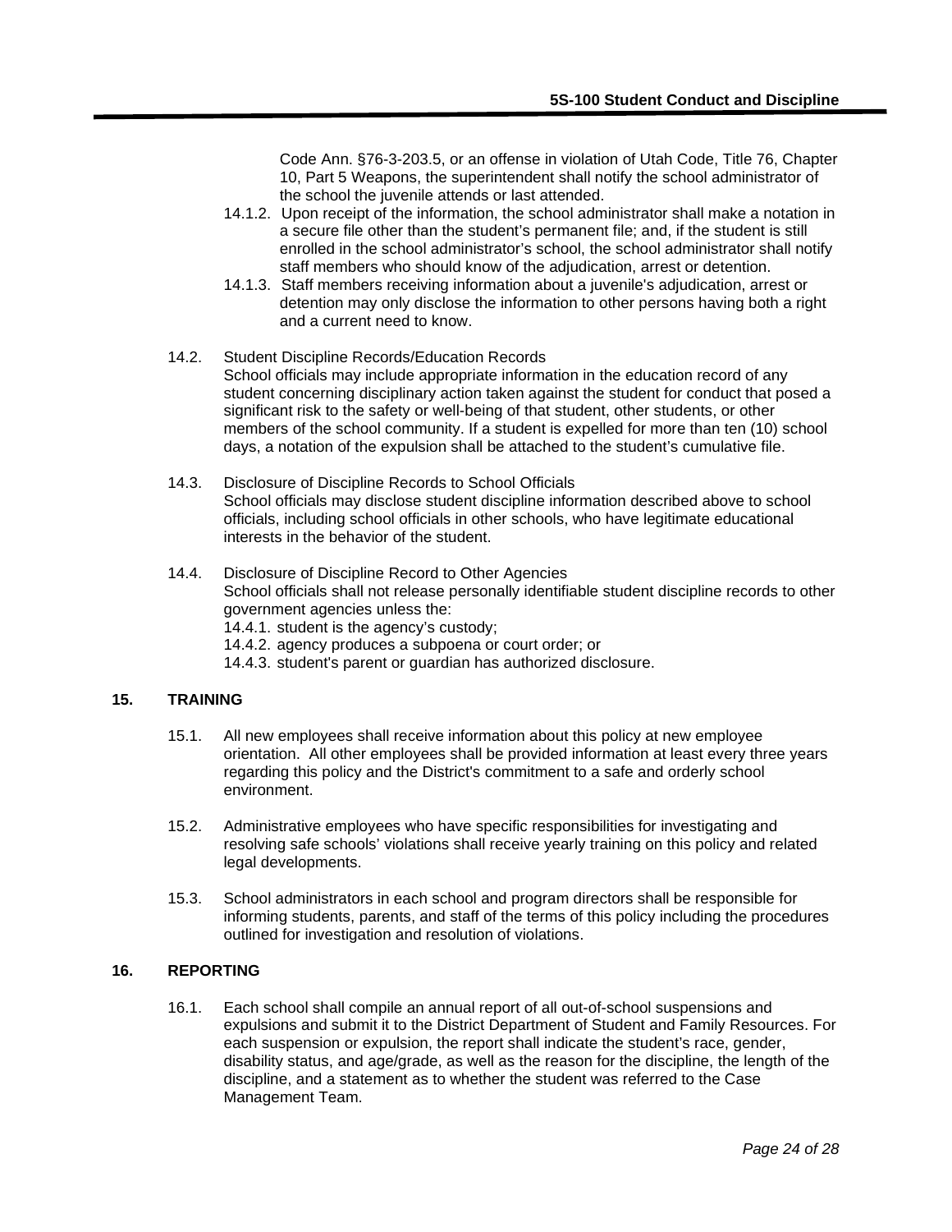Code Ann. §76-3-203.5, or an offense in violation of Utah Code, Title 76, Chapter 10, Part 5 Weapons, the superintendent shall notify the school administrator of the school the juvenile attends or last attended.

14.1.2. Upon receipt of the information, the school administrator shall make a notation in a secure file other than the student's permanent file; and, if the student is still enrolled in the school administrator's school, the school administrator shall notify staff members who should know of the adjudication, arrest or detention.

14.1.3. Staff members receiving information about a juvenile's adjudication, arrest or detention may only disclose the information to other persons having both a right and a current need to know.

14.2. Student Discipline Records/Education Records
School officials may include appropriate information in the education record of any student concerning disciplinary action taken against the student for conduct that posed a significant risk to the safety or well-being of that student, other students, or other members of the school community. If a student is expelled for more than ten (10) school days, a notation of the expulsion shall be attached to the student's cumulative file.

14.3. Disclosure of Discipline Records to School Officials
School officials may disclose student discipline information described above to school officials, including school officials in other schools, who have legitimate educational interests in the behavior of the student.

14.4. Disclosure of Discipline Record to Other Agencies
School officials shall not release personally identifiable student discipline records to other government agencies unless the:

14.4.1. student is the agency's custody;
14.4.2. agency produces a subpoena or court order; or
14.4.3. student's parent or guardian has authorized disclosure.

## 15. TRAINING

15.1. All new employees shall receive information about this policy at new employee orientation. All other employees shall be provided information at least every three years regarding this policy and the District's commitment to a safe and orderly school environment.

15.2. Administrative employees who have specific responsibilities for investigating and resolving safe schools' violations shall receive yearly training on this policy and related legal developments.

15.3. School administrators in each school and program directors shall be responsible for informing students, parents, and staff of the terms of this policy including the procedures outlined for investigation and resolution of violations.

## 16. REPORTING

16.1. Each school shall compile an annual report of all out-of-school suspensions and expulsions and submit it to the District Department of Student and Family Resources. For each suspension or expulsion, the report shall indicate the student's race, gender, disability status, and age/grade, as well as the reason for the discipline, the length of the discipline, and a statement as to whether the student was referred to the Case Management Team.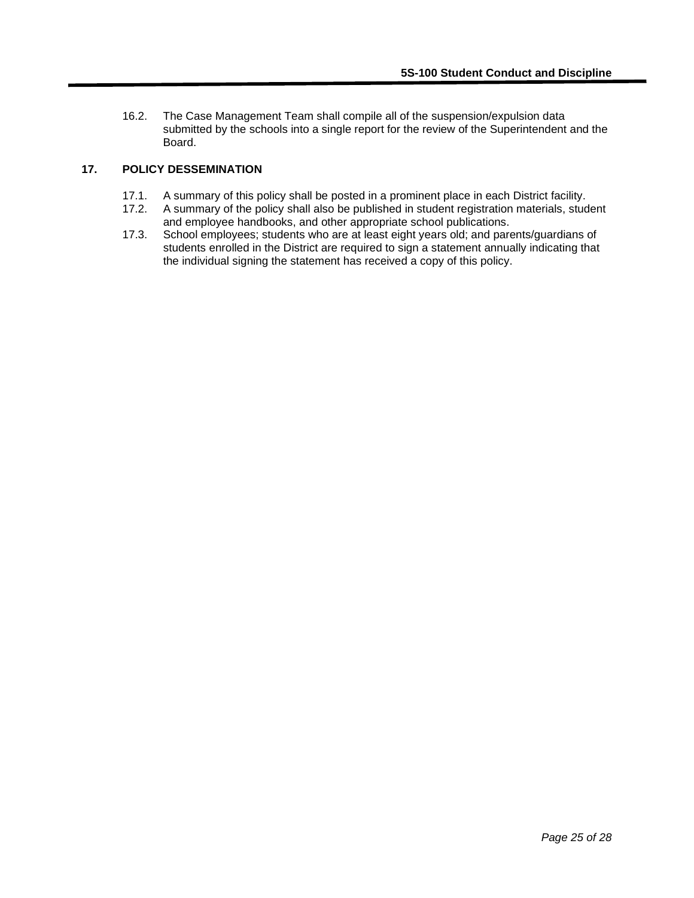16.2. The Case Management Team shall compile all of the suspension/expulsion data submitted by the schools into a single report for the review of the Superintendent and the Board.

## 17. POLICY DESSEMINATION

17.1. A summary of this policy shall be posted in a prominent place in each District facility.

17.2. A summary of the policy shall also be published in student registration materials, student and employee handbooks, and other appropriate school publications.

17.3. School employees; students who are at least eight years old; and parents/guardians of students enrolled in the District are required to sign a statement annually indicating that the individual signing the statement has received a copy of this policy.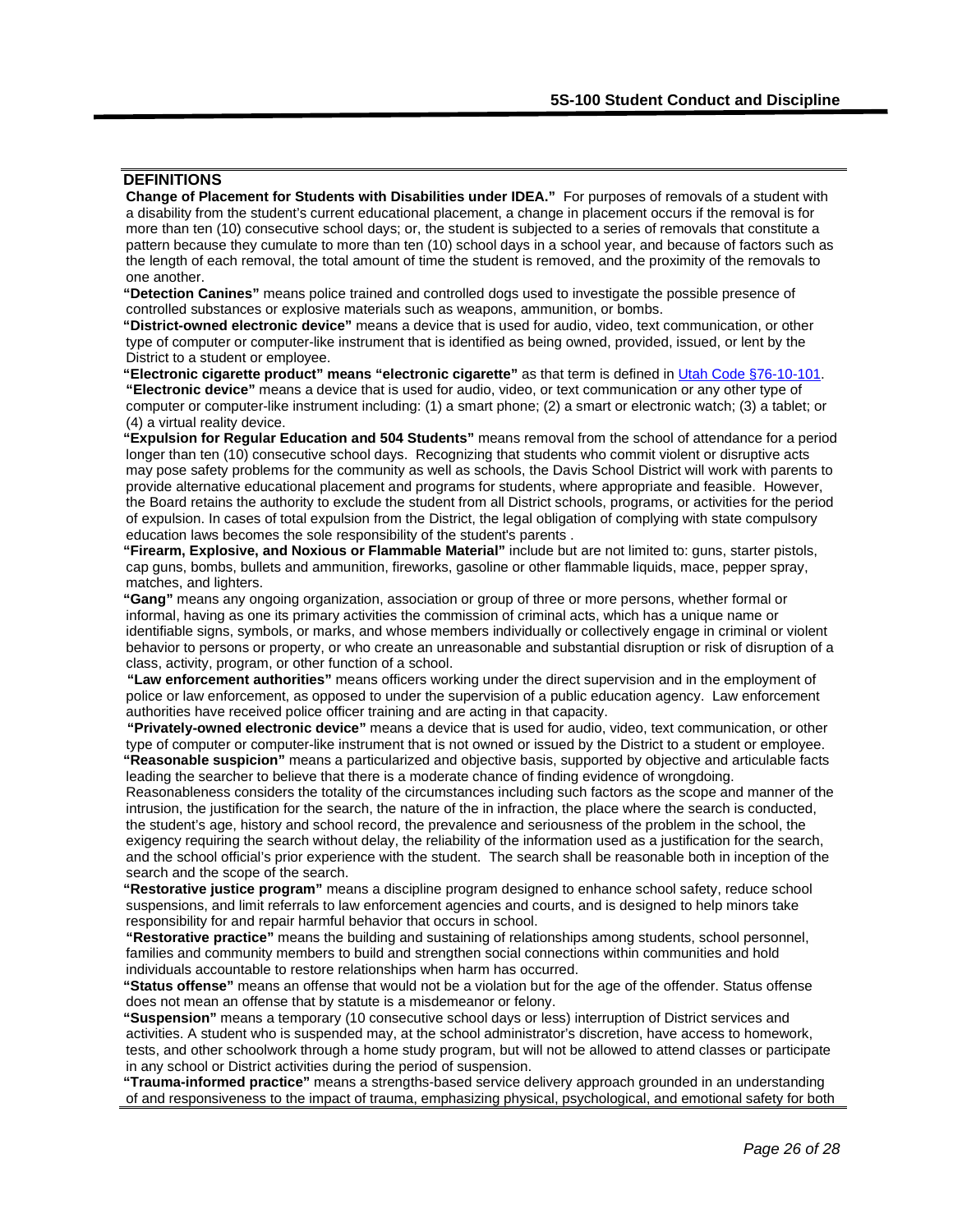## DEFINITIONS

**Change of Placement for Students with Disabilities under IDEA."** For purposes of removals of a student with a disability from the student's current educational placement, a change in placement occurs if the removal is for more than ten (10) consecutive school days; or, the student is subjected to a series of removals that constitute a pattern because they cumulate to more than ten (10) school days in a school year, and because of factors such as the length of each removal, the total amount of time the student is removed, and the proximity of the removals to one another.

**"Detection Canines"** means police trained and controlled dogs used to investigate the possible presence of controlled substances or explosive materials such as weapons, ammunition, or bombs.

**"District-owned electronic device"** means a device that is used for audio, video, text communication, or other type of computer or computer-like instrument that is identified as being owned, provided, issued, or lent by the District to a student or employee.

**"Electronic cigarette product" means "electronic cigarette"** as that term is defined in [Utah Code §76-10-101](Utah Code §76-10-101).

**"Electronic device"** means a device that is used for audio, video, or text communication or any other type of computer or computer-like instrument including: (1) a smart phone; (2) a smart or electronic watch; (3) a tablet; or (4) a virtual reality device.

**"Expulsion for Regular Education and 504 Students"** means removal from the school of attendance for a period longer than ten (10) consecutive school days. Recognizing that students who commit violent or disruptive acts may pose safety problems for the community as well as schools, the Davis School District will work with parents to provide alternative educational placement and programs for students, where appropriate and feasible. However, the Board retains the authority to exclude the student from all District schools, programs, or activities for the period of expulsion. In cases of total expulsion from the District, the legal obligation of complying with state compulsory education laws becomes the sole responsibility of the student's parents .

**"Firearm, Explosive, and Noxious or Flammable Material"** include but are not limited to: guns, starter pistols, cap guns, bombs, bullets and ammunition, fireworks, gasoline or other flammable liquids, mace, pepper spray, matches, and lighters.

**"Gang"** means any ongoing organization, association or group of three or more persons, whether formal or informal, having as one its primary activities the commission of criminal acts, which has a unique name or identifiable signs, symbols, or marks, and whose members individually or collectively engage in criminal or violent behavior to persons or property, or who create an unreasonable and substantial disruption or risk of disruption of a class, activity, program, or other function of a school.

**"Law enforcement authorities"** means officers working under the direct supervision and in the employment of police or law enforcement, as opposed to under the supervision of a public education agency. Law enforcement authorities have received police officer training and are acting in that capacity.

**"Privately-owned electronic device"** means a device that is used for audio, video, text communication, or other type of computer or computer-like instrument that is not owned or issued by the District to a student or employee.

**"Reasonable suspicion"** means a particularized and objective basis, supported by objective and articulable facts leading the searcher to believe that there is a moderate chance of finding evidence of wrongdoing. Reasonableness considers the totality of the circumstances including such factors as the scope and manner of the intrusion, the justification for the search, the nature of the in infraction, the place where the search is conducted, the student's age, history and school record, the prevalence and seriousness of the problem in the school, the exigency requiring the search without delay, the reliability of the information used as a justification for the search, and the school official's prior experience with the student. The search shall be reasonable both in inception of the search and the scope of the search.

**"Restorative justice program"** means a discipline program designed to enhance school safety, reduce school suspensions, and limit referrals to law enforcement agencies and courts, and is designed to help minors take responsibility for and repair harmful behavior that occurs in school.

**"Restorative practice"** means the building and sustaining of relationships among students, school personnel, families and community members to build and strengthen social connections within communities and hold individuals accountable to restore relationships when harm has occurred.

**"Status offense"** means an offense that would not be a violation but for the age of the offender. Status offense does not mean an offense that by statute is a misdemeanor or felony.

**"Suspension"** means a temporary (10 consecutive school days or less) interruption of District services and activities. A student who is suspended may, at the school administrator's discretion, have access to homework, tests, and other schoolwork through a home study program, but will not be allowed to attend classes or participate in any school or District activities during the period of suspension.

**"Trauma-informed practice"** means a strengths-based service delivery approach grounded in an understanding of and responsiveness to the impact of trauma, emphasizing physical, psychological, and emotional safety for both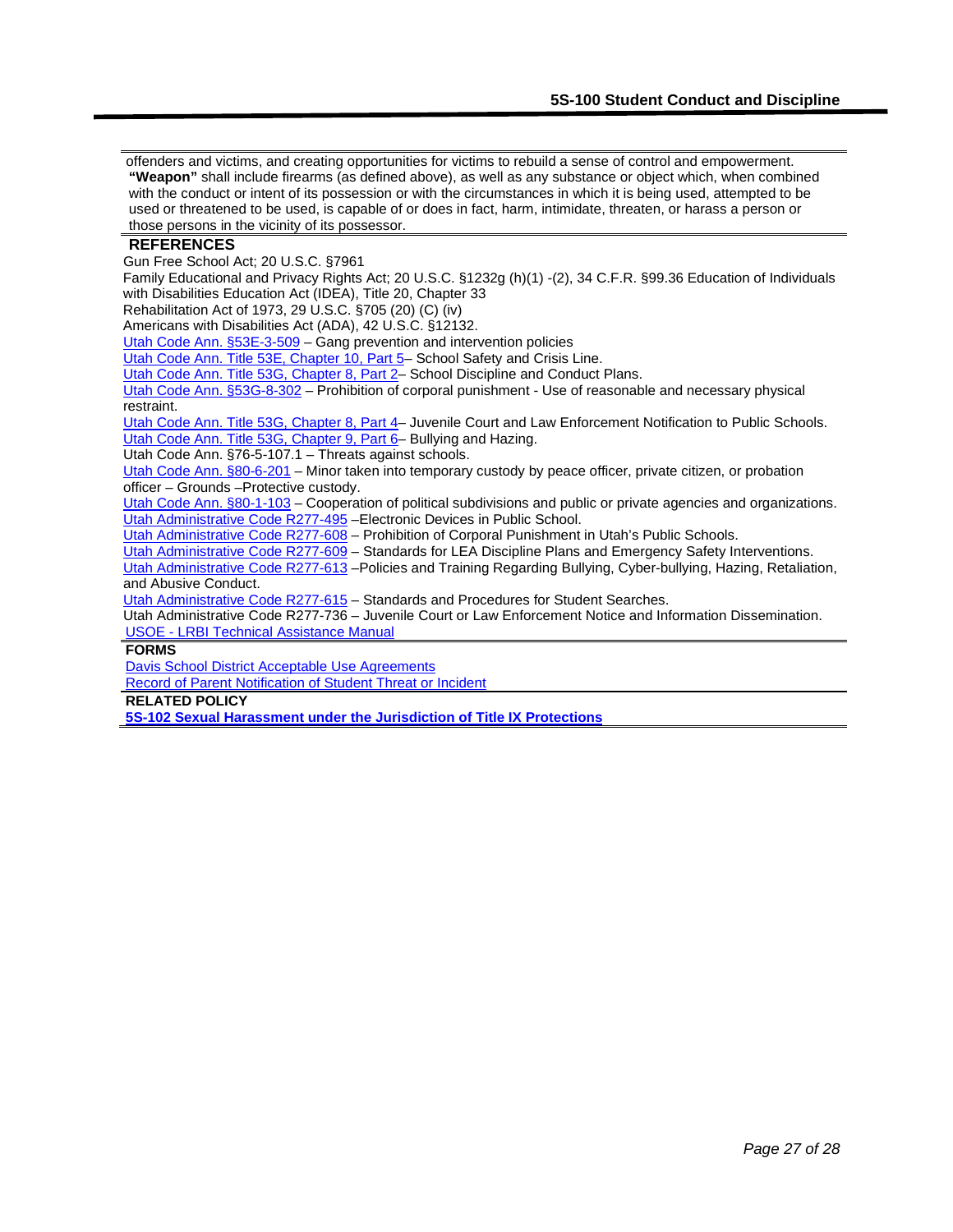offenders and victims, and creating opportunities for victims to rebuild a sense of control and empowerment.

**"Weapon"** shall include firearms (as defined above), as well as any substance or object which, when combined with the conduct or intent of its possession or with the circumstances in which it is being used, attempted to be used or threatened to be used, is capable of or does in fact, harm, intimidate, threaten, or harass a person or those persons in the vicinity of its possessor.

## REFERENCES

Gun Free School Act; 20 U.S.C. §7961

Family Educational and Privacy Rights Act; 20 U.S.C. §1232g (h)(1) -(2), 34 C.F.R. §99.36 Education of Individuals with Disabilities Education Act (IDEA), Title 20, Chapter 33

Rehabilitation Act of 1973, 29 U.S.C. §705 (20) (C) (iv)

Americans with Disabilities Act (ADA), 42 U.S.C. §12132.

Utah Code Ann. §53E-3-509 – Gang prevention and intervention policies

Utah Code Ann. Title 53E, Chapter 10, Part 5– School Safety and Crisis Line.

Utah Code Ann. Title 53G, Chapter 8, Part 2– School Discipline and Conduct Plans.

Utah Code Ann. §53G-8-302 – Prohibition of corporal punishment - Use of reasonable and necessary physical restraint.

Utah Code Ann. Title 53G, Chapter 8, Part 4– Juvenile Court and Law Enforcement Notification to Public Schools.

Utah Code Ann. Title 53G, Chapter 9, Part 6– Bullying and Hazing.

Utah Code Ann. §76-5-107.1 – Threats against schools.

Utah Code Ann. §80-6-201 – Minor taken into temporary custody by peace officer, private citizen, or probation officer – Grounds –Protective custody.

Utah Code Ann. §80-1-103 – Cooperation of political subdivisions and public or private agencies and organizations.

Utah Administrative Code R277-495 –Electronic Devices in Public School.

Utah Administrative Code R277-608 – Prohibition of Corporal Punishment in Utah's Public Schools.

Utah Administrative Code R277-609 – Standards for LEA Discipline Plans and Emergency Safety Interventions.

Utah Administrative Code R277-613 –Policies and Training Regarding Bullying, Cyber-bullying, Hazing, Retaliation, and Abusive Conduct.

Utah Administrative Code R277-615 – Standards and Procedures for Student Searches.

Utah Administrative Code R277-736 – Juvenile Court or Law Enforcement Notice and Information Dissemination.

USOE - LRBI Technical Assistance Manual

## FORMS

Davis School District Acceptable Use Agreements

Record of Parent Notification of Student Threat or Incident

## RELATED POLICY

**5S-102 Sexual Harassment under the Jurisdiction of Title IX Protections**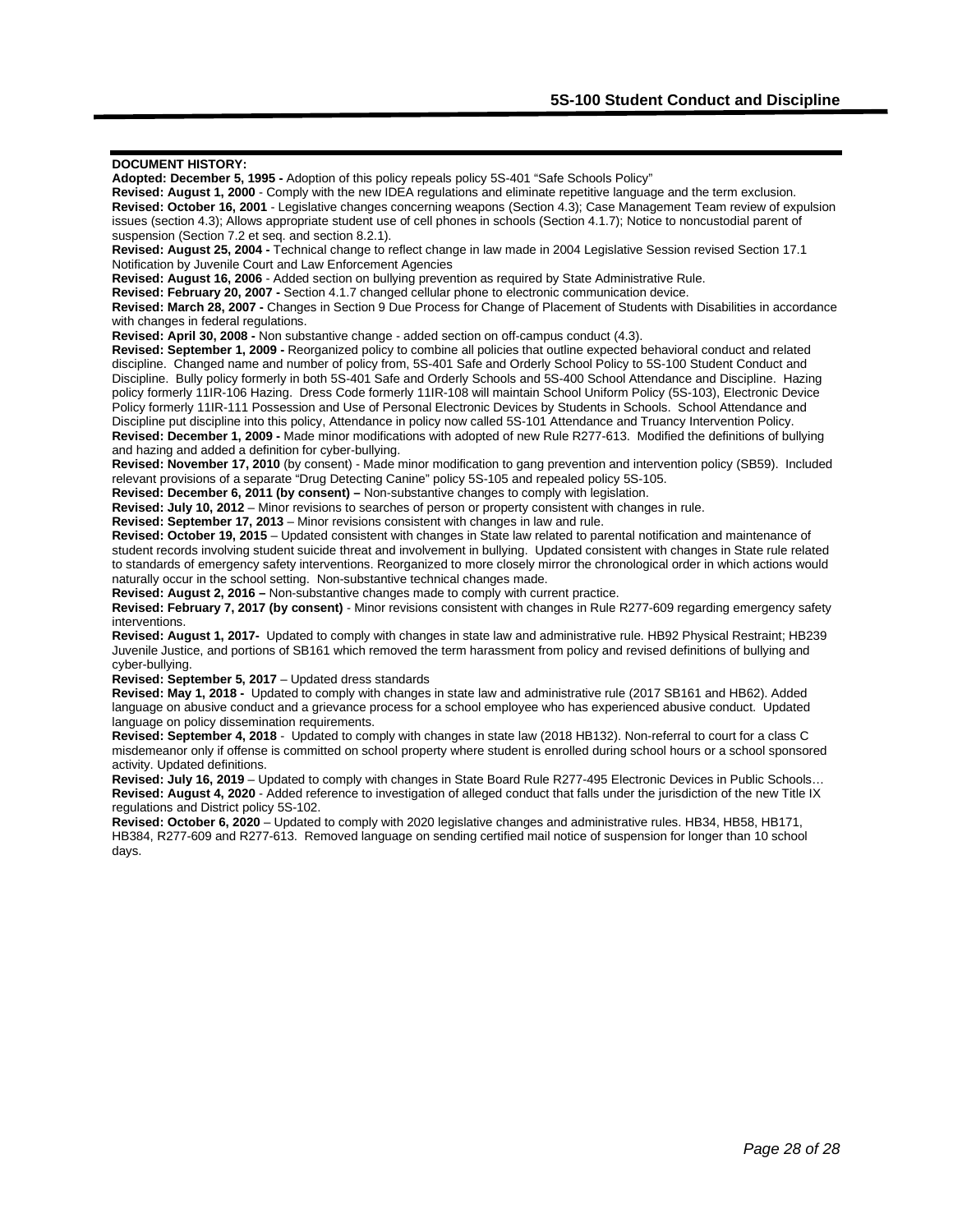**DOCUMENT HISTORY:**

**Adopted: December 5, 1995 -** Adoption of this policy repeals policy 5S-401 "Safe Schools Policy"

**Revised: August 1, 2000** - Comply with the new IDEA regulations and eliminate repetitive language and the term exclusion.

**Revised: October 16, 2001** - Legislative changes concerning weapons (Section 4.3); Case Management Team review of expulsion issues (section 4.3); Allows appropriate student use of cell phones in schools (Section 4.1.7); Notice to noncustodial parent of suspension (Section 7.2 et seq. and section 8.2.1).

**Revised: August 25, 2004 -** Technical change to reflect change in law made in 2004 Legislative Session revised Section 17.1 Notification by Juvenile Court and Law Enforcement Agencies

**Revised: August 16, 2006** - Added section on bullying prevention as required by State Administrative Rule.

**Revised: February 20, 2007 -** Section 4.1.7 changed cellular phone to electronic communication device.

**Revised: March 28, 2007 -** Changes in Section 9 Due Process for Change of Placement of Students with Disabilities in accordance with changes in federal regulations.

**Revised: April 30, 2008 -** Non substantive change - added section on off-campus conduct (4.3).

**Revised: September 1, 2009 -** Reorganized policy to combine all policies that outline expected behavioral conduct and related discipline. Changed name and number of policy from, 5S-401 Safe and Orderly School Policy to 5S-100 Student Conduct and Discipline. Bully policy formerly in both 5S-401 Safe and Orderly Schools and 5S-400 School Attendance and Discipline. Hazing policy formerly 11IR-106 Hazing. Dress Code formerly 11IR-108 will maintain School Uniform Policy (5S-103), Electronic Device Policy formerly 11IR-111 Possession and Use of Personal Electronic Devices by Students in Schools. School Attendance and Discipline put discipline into this policy, Attendance in policy now called 5S-101 Attendance and Truancy Intervention Policy.

**Revised: December 1, 2009 -** Made minor modifications with adopted of new Rule R277-613. Modified the definitions of bullying and hazing and added a definition for cyber-bullying.

**Revised: November 17, 2010** (by consent) - Made minor modification to gang prevention and intervention policy (SB59). Included relevant provisions of a separate "Drug Detecting Canine" policy 5S-105 and repealed policy 5S-105.

**Revised: December 6, 2011 (by consent) –** Non-substantive changes to comply with legislation.

**Revised: July 10, 2012** – Minor revisions to searches of person or property consistent with changes in rule.

**Revised: September 17, 2013** – Minor revisions consistent with changes in law and rule.

**Revised: October 19, 2015** – Updated consistent with changes in State law related to parental notification and maintenance of student records involving student suicide threat and involvement in bullying. Updated consistent with changes in State rule related to standards of emergency safety interventions. Reorganized to more closely mirror the chronological order in which actions would naturally occur in the school setting. Non-substantive technical changes made.

**Revised: August 2, 2016 –** Non-substantive changes made to comply with current practice.

**Revised: February 7, 2017 (by consent)** - Minor revisions consistent with changes in Rule R277-609 regarding emergency safety interventions.

**Revised: August 1, 2017-** Updated to comply with changes in state law and administrative rule. HB92 Physical Restraint; HB239 Juvenile Justice, and portions of SB161 which removed the term harassment from policy and revised definitions of bullying and cyber-bullying.

**Revised: September 5, 2017** – Updated dress standards

**Revised: May 1, 2018 -** Updated to comply with changes in state law and administrative rule (2017 SB161 and HB62). Added language on abusive conduct and a grievance process for a school employee who has experienced abusive conduct. Updated language on policy dissemination requirements.

**Revised: September 4, 2018** - Updated to comply with changes in state law (2018 HB132). Non-referral to court for a class C misdemeanor only if offense is committed on school property where student is enrolled during school hours or a school sponsored activity. Updated definitions.

**Revised: July 16, 2019** – Updated to comply with changes in State Board Rule R277-495 Electronic Devices in Public Schools…

**Revised: August 4, 2020** - Added reference to investigation of alleged conduct that falls under the jurisdiction of the new Title IX regulations and District policy 5S-102.

**Revised: October 6, 2020** – Updated to comply with 2020 legislative changes and administrative rules. HB34, HB58, HB171, HB384, R277-609 and R277-613. Removed language on sending certified mail notice of suspension for longer than 10 school days.